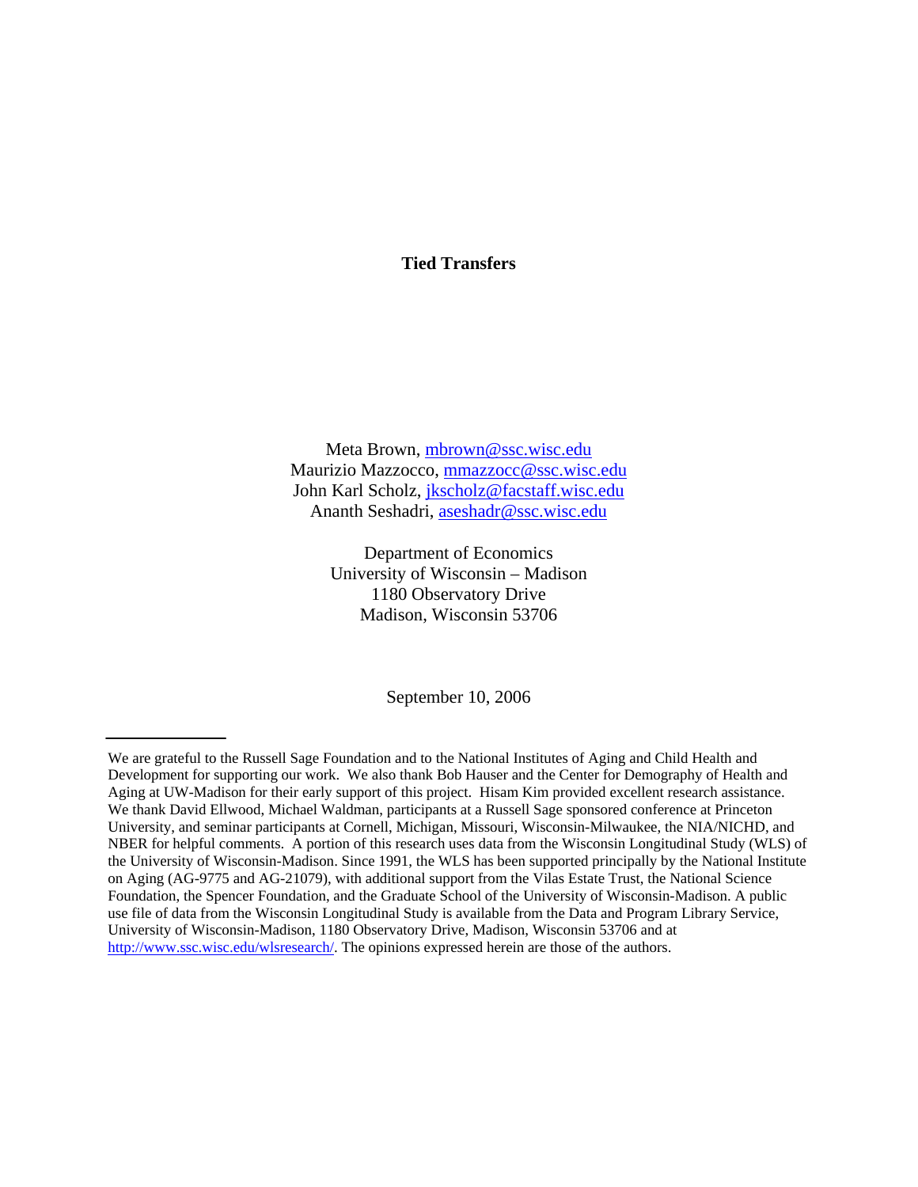# Tied Transfers

Meta Brown, mbrown@ssc.wisc.edu
Maurizio Mazzocco, mmazzocc@ssc.wisc.edu
John Karl Scholz, jkscholz@facstaff.wisc.edu
Ananth Seshadri, aseshadr@ssc.wisc.edu

Department of Economics
University of Wisconsin – Madison
1180 Observatory Drive
Madison, Wisconsin 53706

September 10, 2006

---

We are grateful to the Russell Sage Foundation and to the National Institutes of Aging and Child Health and Development for supporting our work. We also thank Bob Hauser and the Center for Demography of Health and Aging at UW-Madison for their early support of this project. Hisam Kim provided excellent research assistance. We thank David Ellwood, Michael Waldman, participants at a Russell Sage sponsored conference at Princeton University, and seminar participants at Cornell, Michigan, Missouri, Wisconsin-Milwaukee, the NIA/NICHD, and NBER for helpful comments. A portion of this research uses data from the Wisconsin Longitudinal Study (WLS) of the University of Wisconsin-Madison. Since 1991, the WLS has been supported principally by the National Institute on Aging (AG-9775 and AG-21079), with additional support from the Vilas Estate Trust, the National Science Foundation, the Spencer Foundation, and the Graduate School of the University of Wisconsin-Madison. A public use file of data from the Wisconsin Longitudinal Study is available from the Data and Program Library Service, University of Wisconsin-Madison, 1180 Observatory Drive, Madison, Wisconsin 53706 and at http://www.ssc.wisc.edu/wlsresearch/. The opinions expressed herein are those of the authors.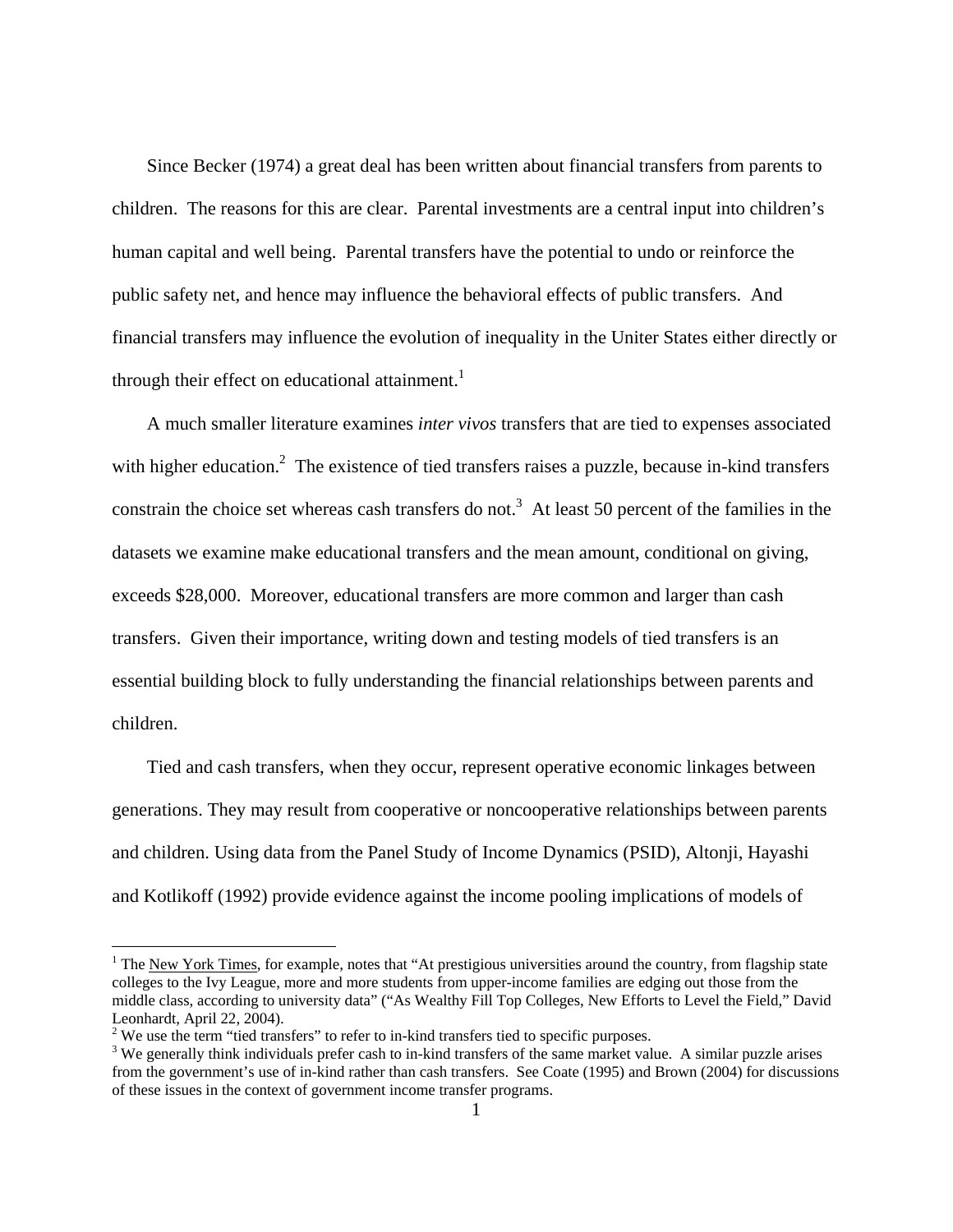Since Becker (1974) a great deal has been written about financial transfers from parents to children. The reasons for this are clear. Parental investments are a central input into children's human capital and well being. Parental transfers have the potential to undo or reinforce the public safety net, and hence may influence the behavioral effects of public transfers. And financial transfers may influence the evolution of inequality in the Uniter States either directly or through their effect on educational attainment.[1]

A much smaller literature examines *inter vivos* transfers that are tied to expenses associated with higher education.[2] The existence of tied transfers raises a puzzle, because in-kind transfers constrain the choice set whereas cash transfers do not.[3] At least 50 percent of the families in the datasets we examine make educational transfers and the mean amount, conditional on giving, exceeds $28,000. Moreover, educational transfers are more common and larger than cash transfers. Given their importance, writing down and testing models of tied transfers is an essential building block to fully understanding the financial relationships between parents and children.

Tied and cash transfers, when they occur, represent operative economic linkages between generations. They may result from cooperative or noncooperative relationships between parents and children. Using data from the Panel Study of Income Dynamics (PSID), Altonji, Hayashi and Kotlikoff (1992) provide evidence against the income pooling implications of models of

---

[1] The New York Times, for example, notes that "At prestigious universities around the country, from flagship state colleges to the Ivy League, more and more students from upper-income families are edging out those from the middle class, according to university data" ("As Wealthy Fill Top Colleges, New Efforts to Level the Field," David Leonhardt, April 22, 2004).

[2] We use the term "tied transfers" to refer to in-kind transfers tied to specific purposes.

[3] We generally think individuals prefer cash to in-kind transfers of the same market value. A similar puzzle arises from the government's use of in-kind rather than cash transfers. See Coate (1995) and Brown (2004) for discussions of these issues in the context of government income transfer programs.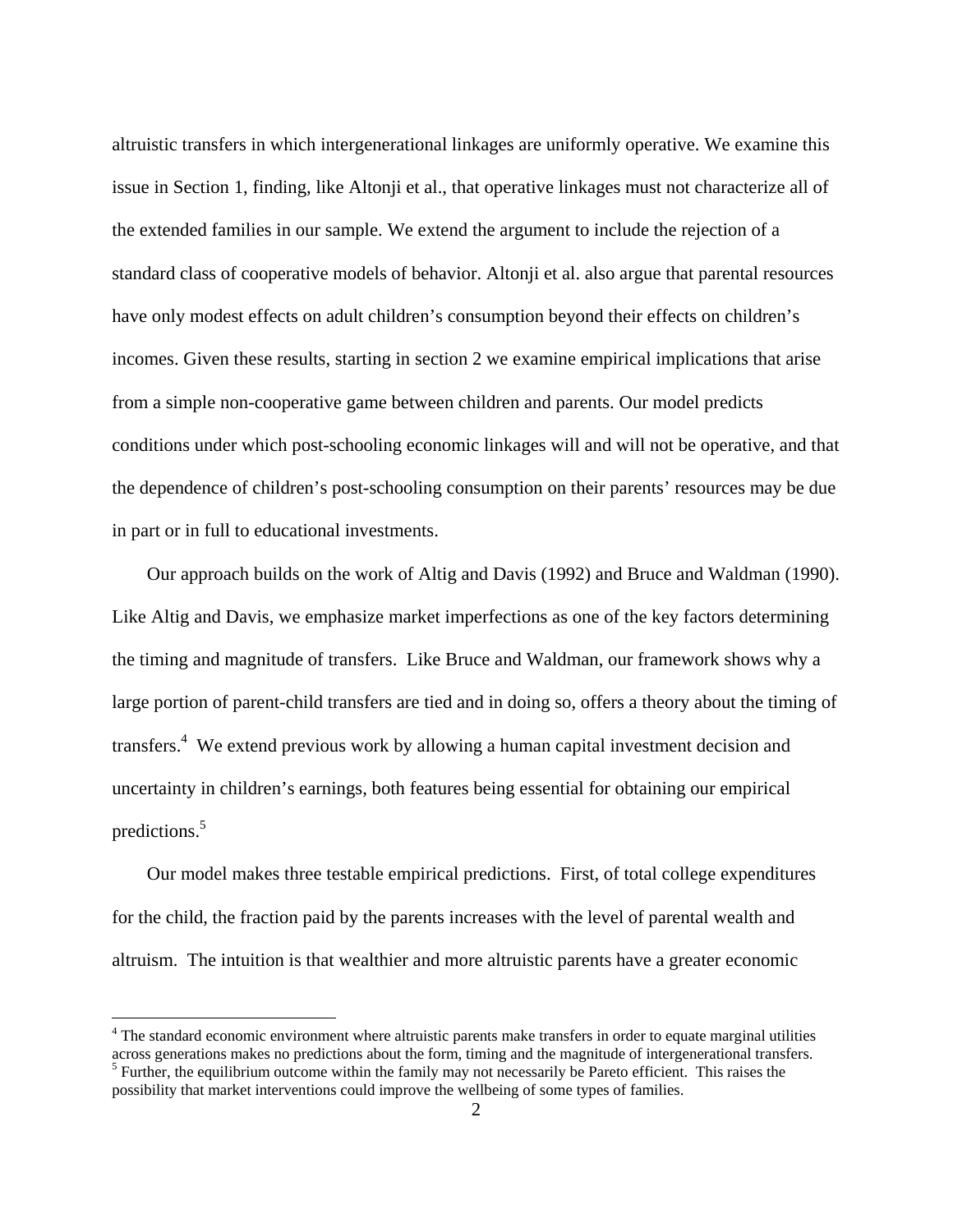altruistic transfers in which intergenerational linkages are uniformly operative. We examine this issue in Section 1, finding, like Altonji et al., that operative linkages must not characterize all of the extended families in our sample. We extend the argument to include the rejection of a standard class of cooperative models of behavior. Altonji et al. also argue that parental resources have only modest effects on adult children's consumption beyond their effects on children's incomes. Given these results, starting in section 2 we examine empirical implications that arise from a simple non-cooperative game between children and parents. Our model predicts conditions under which post-schooling economic linkages will and will not be operative, and that the dependence of children's post-schooling consumption on their parents' resources may be due in part or in full to educational investments.

Our approach builds on the work of Altig and Davis (1992) and Bruce and Waldman (1990). Like Altig and Davis, we emphasize market imperfections as one of the key factors determining the timing and magnitude of transfers. Like Bruce and Waldman, our framework shows why a large portion of parent-child transfers are tied and in doing so, offers a theory about the timing of transfers.[4] We extend previous work by allowing a human capital investment decision and uncertainty in children's earnings, both features being essential for obtaining our empirical predictions.[5]

Our model makes three testable empirical predictions. First, of total college expenditures for the child, the fraction paid by the parents increases with the level of parental wealth and altruism. The intuition is that wealthier and more altruistic parents have a greater economic

[4] The standard economic environment where altruistic parents make transfers in order to equate marginal utilities across generations makes no predictions about the form, timing and the magnitude of intergenerational transfers.

[5] Further, the equilibrium outcome within the family may not necessarily be Pareto efficient. This raises the possibility that market interventions could improve the wellbeing of some types of families.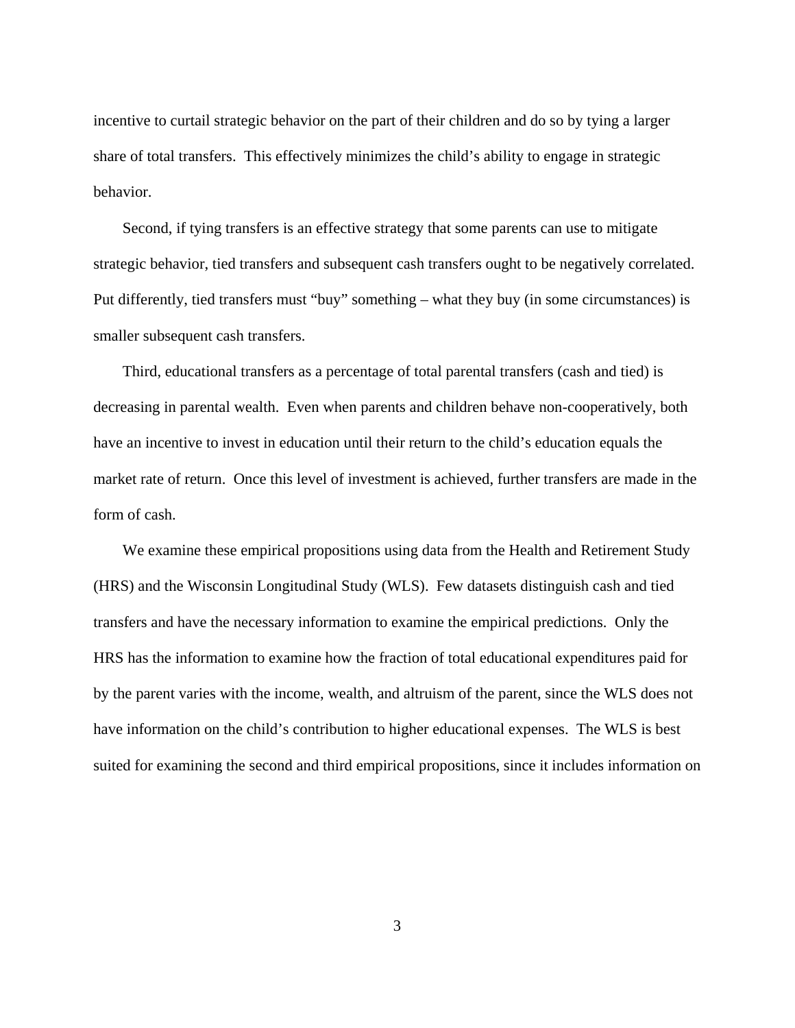incentive to curtail strategic behavior on the part of their children and do so by tying a larger share of total transfers. This effectively minimizes the child's ability to engage in strategic behavior.

Second, if tying transfers is an effective strategy that some parents can use to mitigate strategic behavior, tied transfers and subsequent cash transfers ought to be negatively correlated. Put differently, tied transfers must "buy" something – what they buy (in some circumstances) is smaller subsequent cash transfers.

Third, educational transfers as a percentage of total parental transfers (cash and tied) is decreasing in parental wealth. Even when parents and children behave non-cooperatively, both have an incentive to invest in education until their return to the child's education equals the market rate of return. Once this level of investment is achieved, further transfers are made in the form of cash.

We examine these empirical propositions using data from the Health and Retirement Study (HRS) and the Wisconsin Longitudinal Study (WLS). Few datasets distinguish cash and tied transfers and have the necessary information to examine the empirical predictions. Only the HRS has the information to examine how the fraction of total educational expenditures paid for by the parent varies with the income, wealth, and altruism of the parent, since the WLS does not have information on the child's contribution to higher educational expenses. The WLS is best suited for examining the second and third empirical propositions, since it includes information on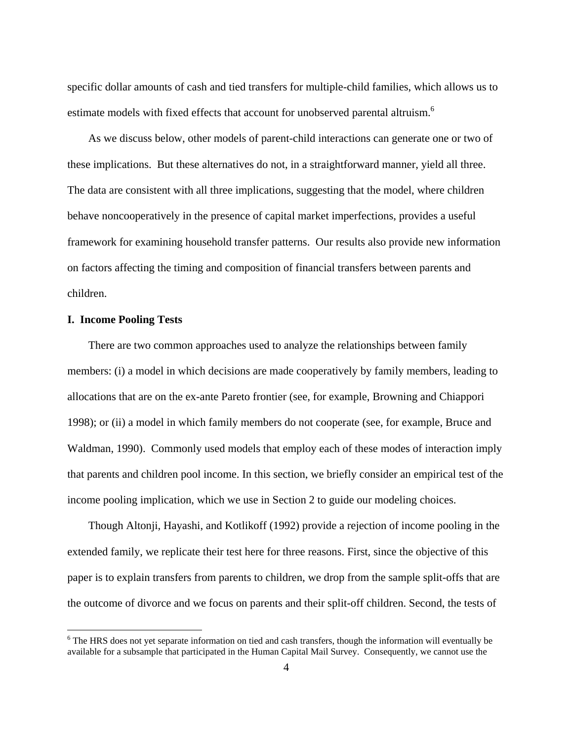specific dollar amounts of cash and tied transfers for multiple-child families, which allows us to estimate models with fixed effects that account for unobserved parental altruism.[6]

As we discuss below, other models of parent-child interactions can generate one or two of these implications. But these alternatives do not, in a straightforward manner, yield all three. The data are consistent with all three implications, suggesting that the model, where children behave noncooperatively in the presence of capital market imperfections, provides a useful framework for examining household transfer patterns. Our results also provide new information on factors affecting the timing and composition of financial transfers between parents and children.

## I. Income Pooling Tests

There are two common approaches used to analyze the relationships between family members: (i) a model in which decisions are made cooperatively by family members, leading to allocations that are on the ex-ante Pareto frontier (see, for example, Browning and Chiappori 1998); or (ii) a model in which family members do not cooperate (see, for example, Bruce and Waldman, 1990). Commonly used models that employ each of these modes of interaction imply that parents and children pool income. In this section, we briefly consider an empirical test of the income pooling implication, which we use in Section 2 to guide our modeling choices.

Though Altonji, Hayashi, and Kotlikoff (1992) provide a rejection of income pooling in the extended family, we replicate their test here for three reasons. First, since the objective of this paper is to explain transfers from parents to children, we drop from the sample split-offs that are the outcome of divorce and we focus on parents and their split-off children. Second, the tests of

[6] The HRS does not yet separate information on tied and cash transfers, though the information will eventually be available for a subsample that participated in the Human Capital Mail Survey. Consequently, we cannot use the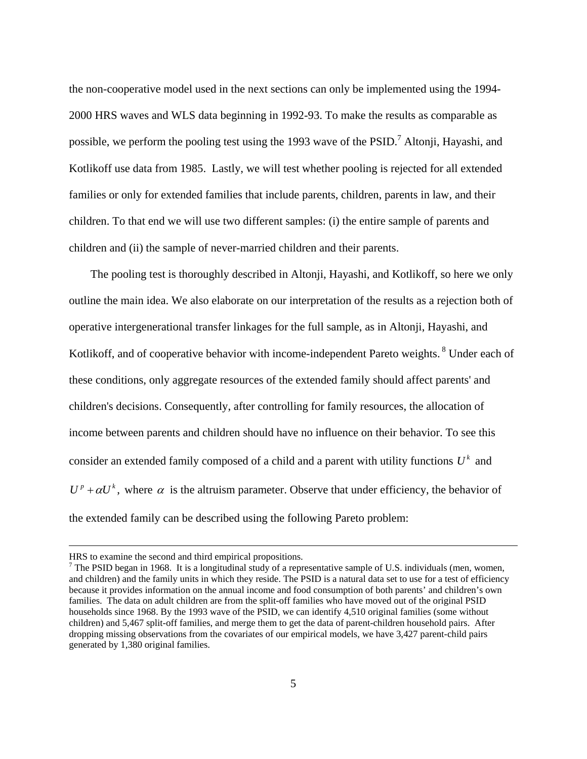the non-cooperative model used in the next sections can only be implemented using the 1994-2000 HRS waves and WLS data beginning in 1992-93. To make the results as comparable as possible, we perform the pooling test using the 1993 wave of the PSID.[7] Altonji, Hayashi, and Kotlikoff use data from 1985. Lastly, we will test whether pooling is rejected for all extended families or only for extended families that include parents, children, parents in law, and their children. To that end we will use two different samples: (i) the entire sample of parents and children and (ii) the sample of never-married children and their parents.

The pooling test is thoroughly described in Altonji, Hayashi, and Kotlikoff, so here we only outline the main idea. We also elaborate on our interpretation of the results as a rejection both of operative intergenerational transfer linkages for the full sample, as in Altonji, Hayashi, and Kotlikoff, and of cooperative behavior with income-independent Pareto weights.[8] Under each of these conditions, only aggregate resources of the extended family should affect parents' and children's decisions. Consequently, after controlling for family resources, the allocation of income between parents and children should have no influence on their behavior. To see this consider an extended family composed of a child and a parent with utility functions $U^k$ and $U^p + \alpha U^k$, where $\alpha$ is the altruism parameter. Observe that under efficiency, the behavior of the extended family can be described using the following Pareto problem:

---

HRS to examine the second and third empirical propositions.

[7] The PSID began in 1968. It is a longitudinal study of a representative sample of U.S. individuals (men, women, and children) and the family units in which they reside. The PSID is a natural data set to use for a test of efficiency because it provides information on the annual income and food consumption of both parents' and children's own families. The data on adult children are from the split-off families who have moved out of the original PSID households since 1968. By the 1993 wave of the PSID, we can identify 4,510 original families (some without children) and 5,467 split-off families, and merge them to get the data of parent-children household pairs. After dropping missing observations from the covariates of our empirical models, we have 3,427 parent-child pairs generated by 1,380 original families.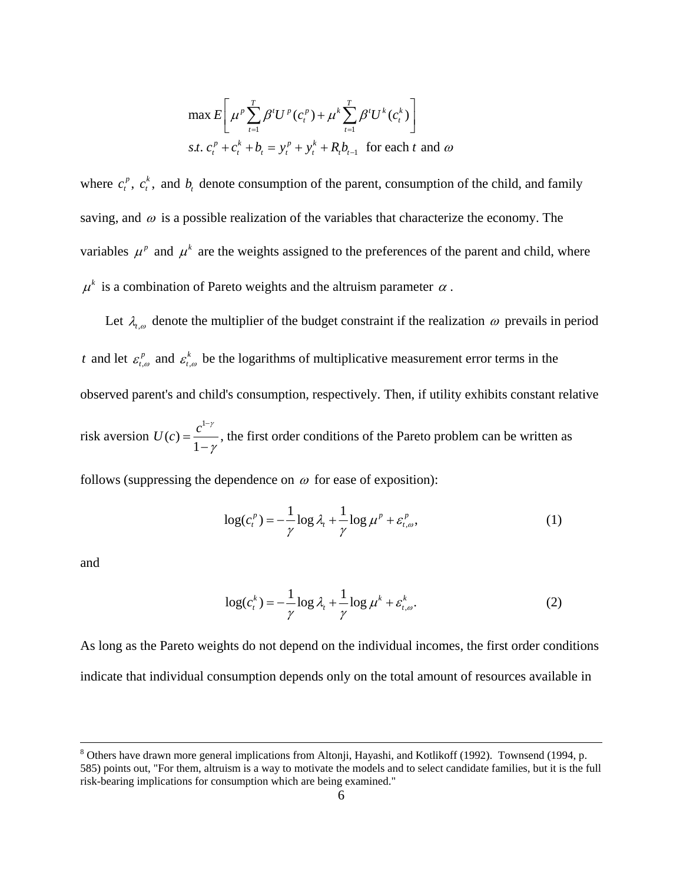$$\max E\left[\mu^p \sum_{t=1}^{T} \beta^t U^p(c_t^p) + \mu^k \sum_{t=1}^{T} \beta^t U^k(c_t^k)\right]$$

$$s.t.\ c_t^p + c_t^k + b_t = y_t^p + y_t^k + R_t b_{t-1} \text{ for each } t \text{ and } \omega$$

where $c_t^p$, $c_t^k$, and $b_t$ denote consumption of the parent, consumption of the child, and family saving, and $\omega$ is a possible realization of the variables that characterize the economy. The variables $\mu^p$ and $\mu^k$ are the weights assigned to the preferences of the parent and child, where $\mu^k$ is a combination of Pareto weights and the altruism parameter $\alpha$.

Let $\lambda_{t,\omega}$ denote the multiplier of the budget constraint if the realization $\omega$ prevails in period $t$ and let $\varepsilon_{t,\omega}^p$ and $\varepsilon_{t,\omega}^k$ be the logarithms of multiplicative measurement error terms in the observed parent's and child's consumption, respectively. Then, if utility exhibits constant relative risk aversion $U(c) = \frac{c^{1-\gamma}}{1-\gamma}$, the first order conditions of the Pareto problem can be written as follows (suppressing the dependence on $\omega$ for ease of exposition):

$$\log(c_t^p) = -\frac{1}{\gamma}\log\lambda_t + \frac{1}{\gamma}\log\mu^p + \varepsilon_{t,\omega}^p, \tag{1}$$

and

$$\log(c_t^k) = -\frac{1}{\gamma}\log\lambda_t + \frac{1}{\gamma}\log\mu^k + \varepsilon_{t,\omega}^k. \tag{2}$$

As long as the Pareto weights do not depend on the individual incomes, the first order conditions indicate that individual consumption depends only on the total amount of resources available in

---

[8] Others have drawn more general implications from Altonji, Hayashi, and Kotlikoff (1992). Townsend (1994, p. 585) points out, "For them, altruism is a way to motivate the models and to select candidate families, but it is the full risk-bearing implications for consumption which are being examined."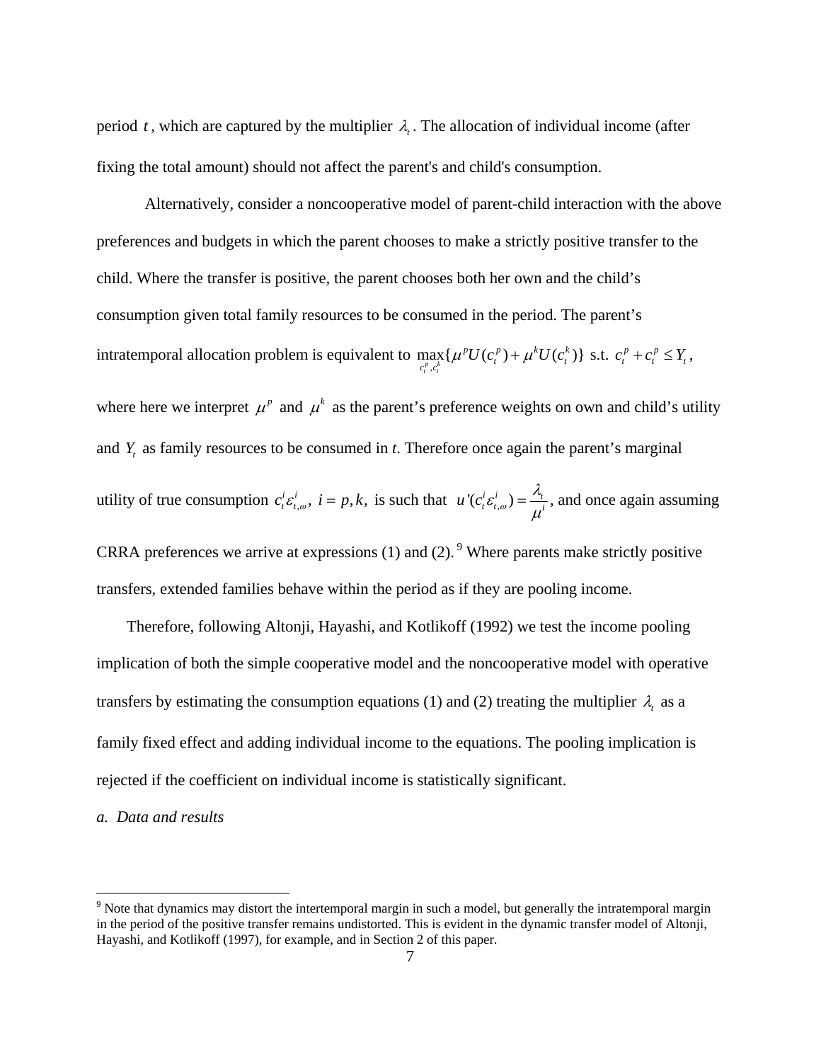period $t$, which are captured by the multiplier $\lambda_t$. The allocation of individual income (after fixing the total amount) should not affect the parent's and child's consumption.

Alternatively, consider a noncooperative model of parent-child interaction with the above preferences and budgets in which the parent chooses to make a strictly positive transfer to the child. Where the transfer is positive, the parent chooses both her own and the child's consumption given total family resources to be consumed in the period. The parent's intratemporal allocation problem is equivalent to $\max_{c_t^p, c_t^k}\{\mu^p U(c_t^p) + \mu^k U(c_t^k)\}$ s.t. $c_t^p + c_t^p \leq Y_t$, where here we interpret $\mu^p$ and $\mu^k$ as the parent's preference weights on own and child's utility and $Y_t$ as family resources to be consumed in *t*. Therefore once again the parent's marginal utility of true consumption $c_t^i \varepsilon_{t,\omega}^i,\ i = p, k,$ is such that $u'(c_t^i \varepsilon_{t,\omega}^i) = \frac{\lambda_t}{\mu^i}$, and once again assuming CRRA preferences we arrive at expressions (1) and (2).[9] Where parents make strictly positive transfers, extended families behave within the period as if they are pooling income.

Therefore, following Altonji, Hayashi, and Kotlikoff (1992) we test the income pooling implication of both the simple cooperative model and the noncooperative model with operative transfers by estimating the consumption equations (1) and (2) treating the multiplier $\lambda_t$ as a family fixed effect and adding individual income to the equations. The pooling implication is rejected if the coefficient on individual income is statistically significant.

*a. Data and results*

[9] Note that dynamics may distort the intertemporal margin in such a model, but generally the intratemporal margin in the period of the positive transfer remains undistorted. This is evident in the dynamic transfer model of Altonji, Hayashi, and Kotlikoff (1997), for example, and in Section 2 of this paper.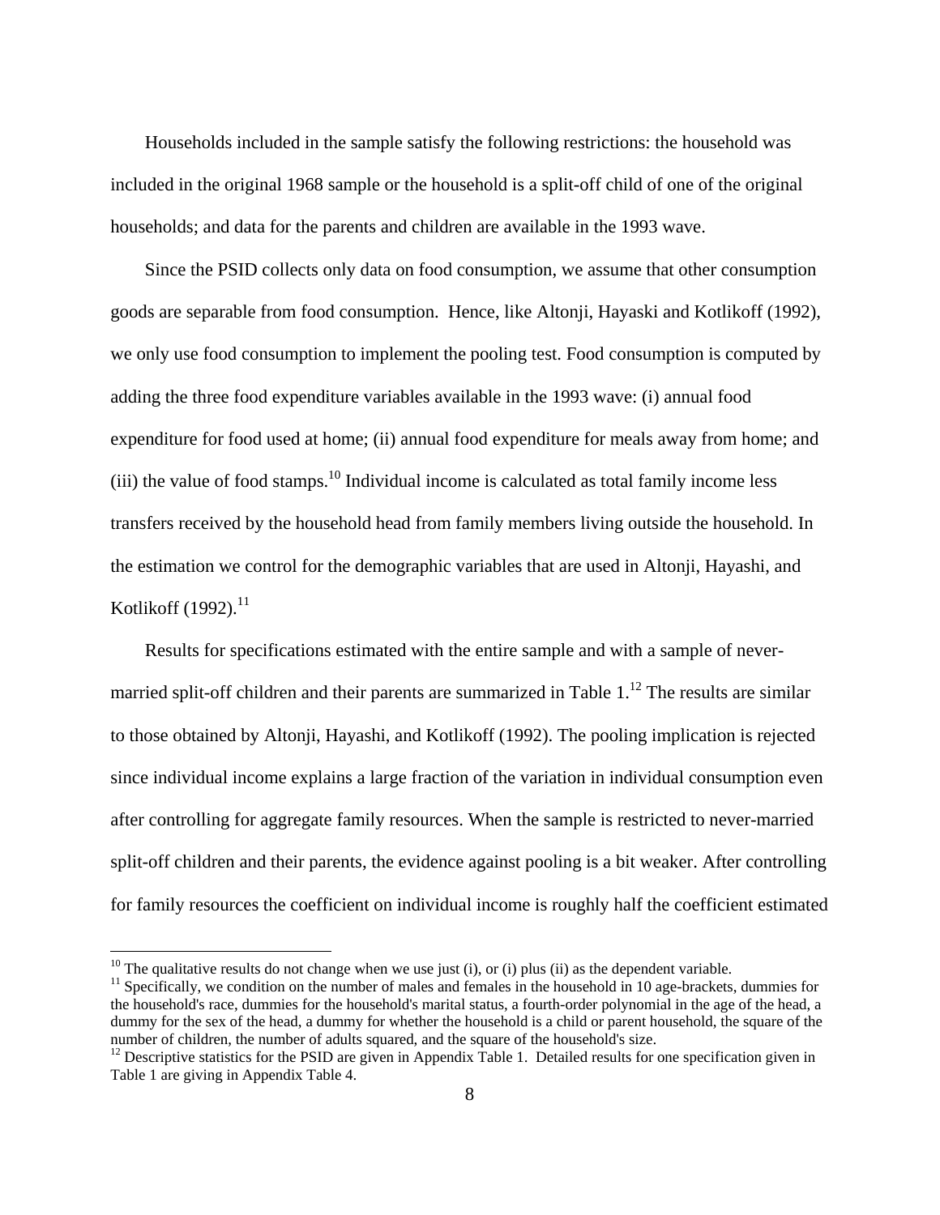Households included in the sample satisfy the following restrictions: the household was included in the original 1968 sample or the household is a split-off child of one of the original households; and data for the parents and children are available in the 1993 wave.

Since the PSID collects only data on food consumption, we assume that other consumption goods are separable from food consumption. Hence, like Altonji, Hayaski and Kotlikoff (1992), we only use food consumption to implement the pooling test. Food consumption is computed by adding the three food expenditure variables available in the 1993 wave: (i) annual food expenditure for food used at home; (ii) annual food expenditure for meals away from home; and (iii) the value of food stamps.[10] Individual income is calculated as total family income less transfers received by the household head from family members living outside the household. In the estimation we control for the demographic variables that are used in Altonji, Hayashi, and Kotlikoff (1992).[11]

Results for specifications estimated with the entire sample and with a sample of never-married split-off children and their parents are summarized in Table 1.[12] The results are similar to those obtained by Altonji, Hayashi, and Kotlikoff (1992). The pooling implication is rejected since individual income explains a large fraction of the variation in individual consumption even after controlling for aggregate family resources. When the sample is restricted to never-married split-off children and their parents, the evidence against pooling is a bit weaker. After controlling for family resources the coefficient on individual income is roughly half the coefficient estimated

---

[10] The qualitative results do not change when we use just (i), or (i) plus (ii) as the dependent variable.

[11] Specifically, we condition on the number of males and females in the household in 10 age-brackets, dummies for the household's race, dummies for the household's marital status, a fourth-order polynomial in the age of the head, a dummy for the sex of the head, a dummy for whether the household is a child or parent household, the square of the number of children, the number of adults squared, and the square of the household's size.

[12] Descriptive statistics for the PSID are given in Appendix Table 1. Detailed results for one specification given in Table 1 are giving in Appendix Table 4.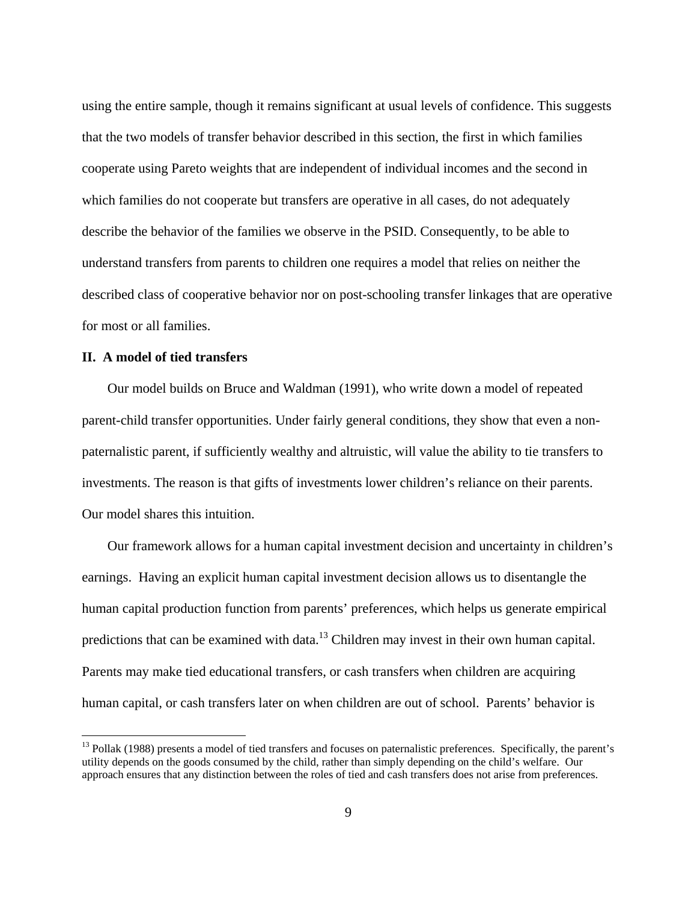using the entire sample, though it remains significant at usual levels of confidence. This suggests that the two models of transfer behavior described in this section, the first in which families cooperate using Pareto weights that are independent of individual incomes and the second in which families do not cooperate but transfers are operative in all cases, do not adequately describe the behavior of the families we observe in the PSID. Consequently, to be able to understand transfers from parents to children one requires a model that relies on neither the described class of cooperative behavior nor on post-schooling transfer linkages that are operative for most or all families.

## II. A model of tied transfers

Our model builds on Bruce and Waldman (1991), who write down a model of repeated parent-child transfer opportunities. Under fairly general conditions, they show that even a non-paternalistic parent, if sufficiently wealthy and altruistic, will value the ability to tie transfers to investments. The reason is that gifts of investments lower children's reliance on their parents. Our model shares this intuition.

Our framework allows for a human capital investment decision and uncertainty in children's earnings. Having an explicit human capital investment decision allows us to disentangle the human capital production function from parents' preferences, which helps us generate empirical predictions that can be examined with data.[13] Children may invest in their own human capital. Parents may make tied educational transfers, or cash transfers when children are acquiring human capital, or cash transfers later on when children are out of school. Parents' behavior is

[13] Pollak (1988) presents a model of tied transfers and focuses on paternalistic preferences. Specifically, the parent's utility depends on the goods consumed by the child, rather than simply depending on the child's welfare. Our approach ensures that any distinction between the roles of tied and cash transfers does not arise from preferences.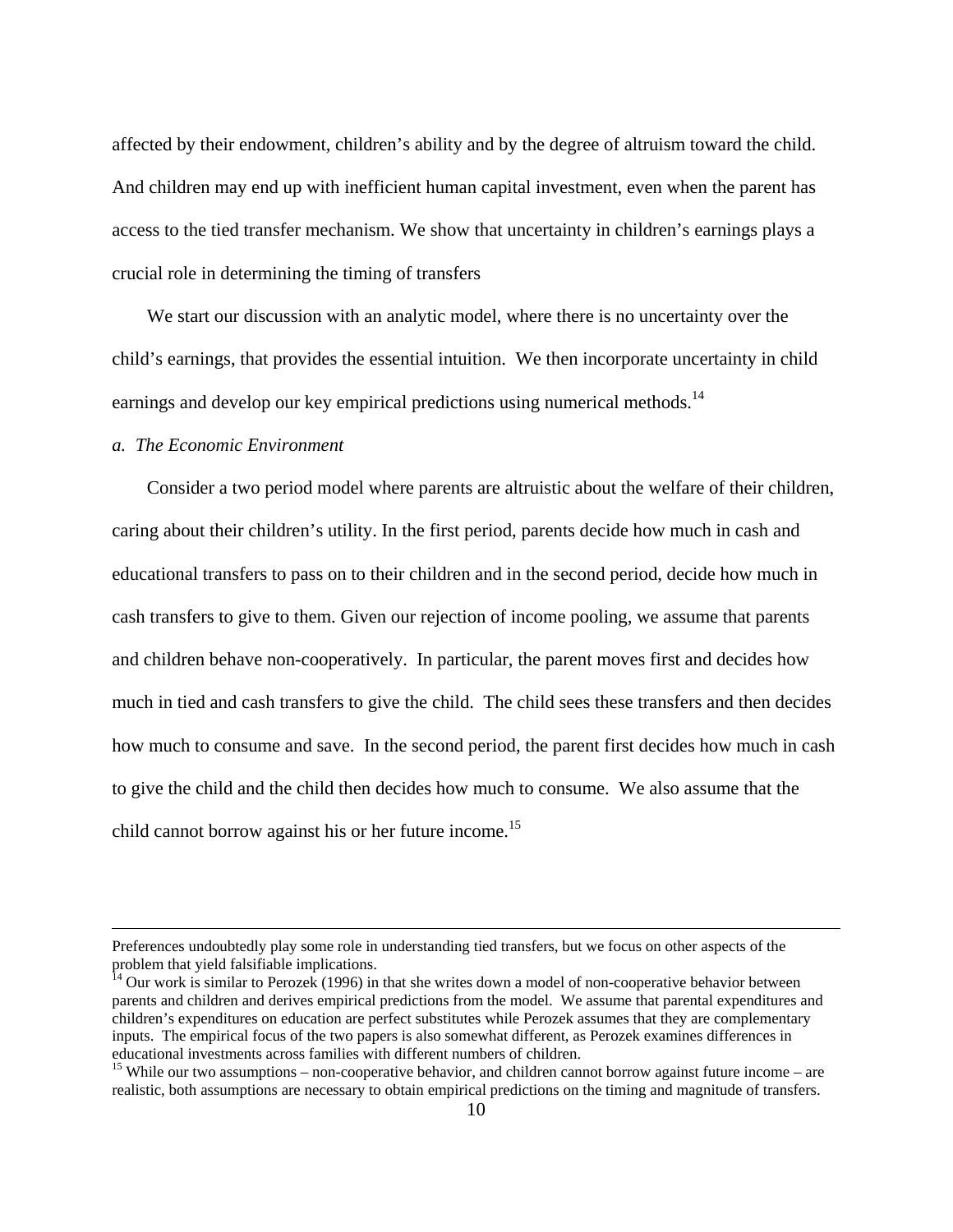affected by their endowment, children's ability and by the degree of altruism toward the child. And children may end up with inefficient human capital investment, even when the parent has access to the tied transfer mechanism. We show that uncertainty in children's earnings plays a crucial role in determining the timing of transfers

We start our discussion with an analytic model, where there is no uncertainty over the child's earnings, that provides the essential intuition. We then incorporate uncertainty in child earnings and develop our key empirical predictions using numerical methods.[14]

*a. The Economic Environment*

Consider a two period model where parents are altruistic about the welfare of their children, caring about their children's utility. In the first period, parents decide how much in cash and educational transfers to pass on to their children and in the second period, decide how much in cash transfers to give to them. Given our rejection of income pooling, we assume that parents and children behave non-cooperatively. In particular, the parent moves first and decides how much in tied and cash transfers to give the child. The child sees these transfers and then decides how much to consume and save. In the second period, the parent first decides how much in cash to give the child and the child then decides how much to consume. We also assume that the child cannot borrow against his or her future income.[15]

---

Preferences undoubtedly play some role in understanding tied transfers, but we focus on other aspects of the problem that yield falsifiable implications.

[14] Our work is similar to Perozek (1996) in that she writes down a model of non-cooperative behavior between parents and children and derives empirical predictions from the model. We assume that parental expenditures and children's expenditures on education are perfect substitutes while Perozek assumes that they are complementary inputs. The empirical focus of the two papers is also somewhat different, as Perozek examines differences in educational investments across families with different numbers of children.

[15] While our two assumptions – non-cooperative behavior, and children cannot borrow against future income – are realistic, both assumptions are necessary to obtain empirical predictions on the timing and magnitude of transfers.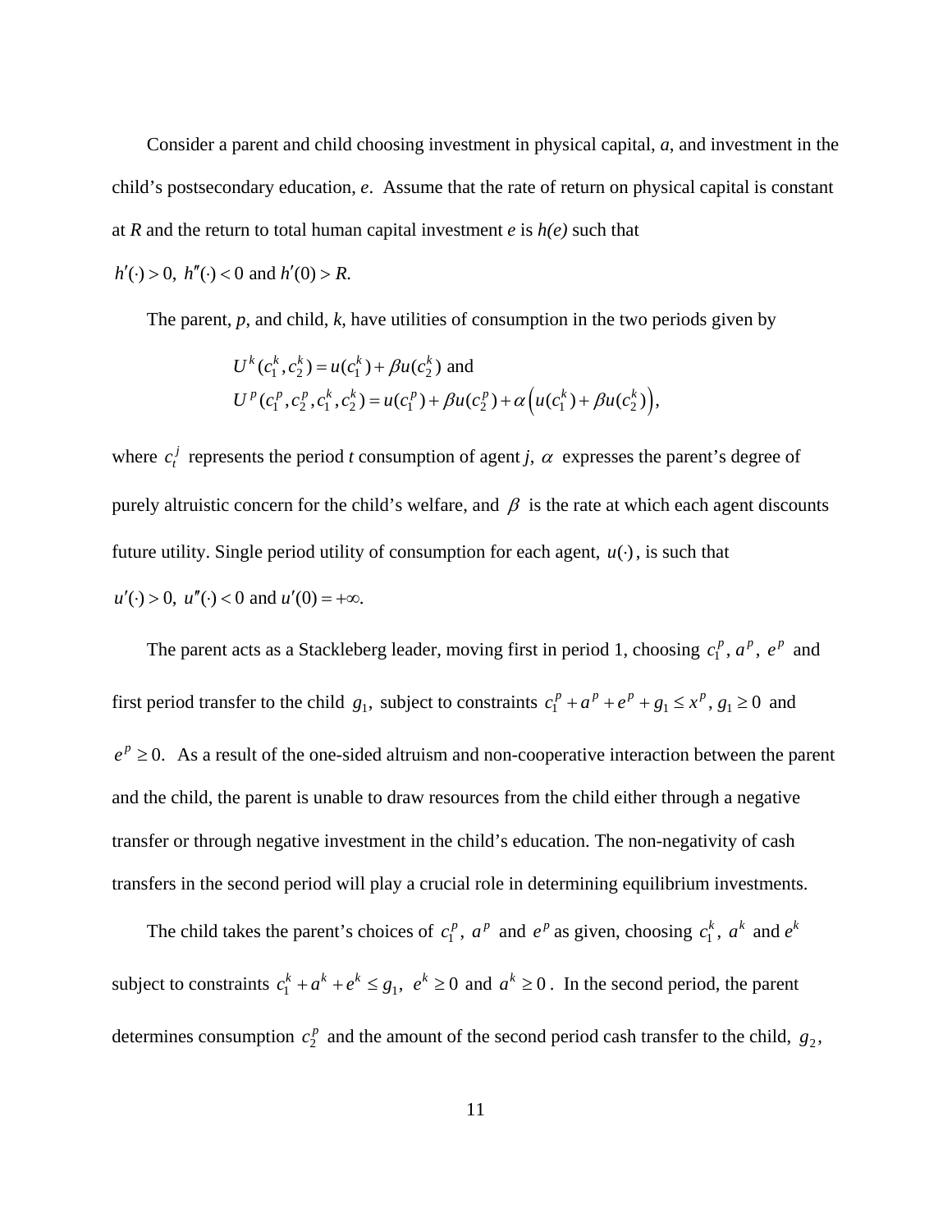Consider a parent and child choosing investment in physical capital, *a*, and investment in the child's postsecondary education, *e*. Assume that the rate of return on physical capital is constant at *R* and the return to total human capital investment *e* is *h(e)* such that

$h'(\cdot) > 0,\ h''(\cdot) < 0$ and $h'(0) > R$.

The parent, *p*, and child, *k*, have utilities of consumption in the two periods given by

$$U^k(c_1^k, c_2^k) = u(c_1^k) + \beta u(c_2^k) \text{ and}$$
$$U^p(c_1^p, c_2^p, c_1^k, c_2^k) = u(c_1^p) + \beta u(c_2^p) + \alpha\left(u(c_1^k) + \beta u(c_2^k)\right),$$

where $c_t^j$ represents the period *t* consumption of agent *j*, $\alpha$ expresses the parent's degree of purely altruistic concern for the child's welfare, and $\beta$ is the rate at which each agent discounts future utility. Single period utility of consumption for each agent, $u(\cdot)$, is such that

$u'(\cdot) > 0,\ u''(\cdot) < 0$ and $u'(0) = +\infty$.

The parent acts as a Stackleberg leader, moving first in period 1, choosing $c_1^p$, $a^p$, $e^p$ and first period transfer to the child $g_1$, subject to constraints $c_1^p + a^p + e^p + g_1 \leq x^p$, $g_1 \geq 0$ and $e^p \geq 0$. As a result of the one-sided altruism and non-cooperative interaction between the parent and the child, the parent is unable to draw resources from the child either through a negative transfer or through negative investment in the child's education. The non-negativity of cash transfers in the second period will play a crucial role in determining equilibrium investments.

The child takes the parent's choices of $c_1^p$, $a^p$ and $e^p$ as given, choosing $c_1^k$, $a^k$ and $e^k$ subject to constraints $c_1^k + a^k + e^k \leq g_1$, $e^k \geq 0$ and $a^k \geq 0$. In the second period, the parent determines consumption $c_2^p$ and the amount of the second period cash transfer to the child, $g_2$,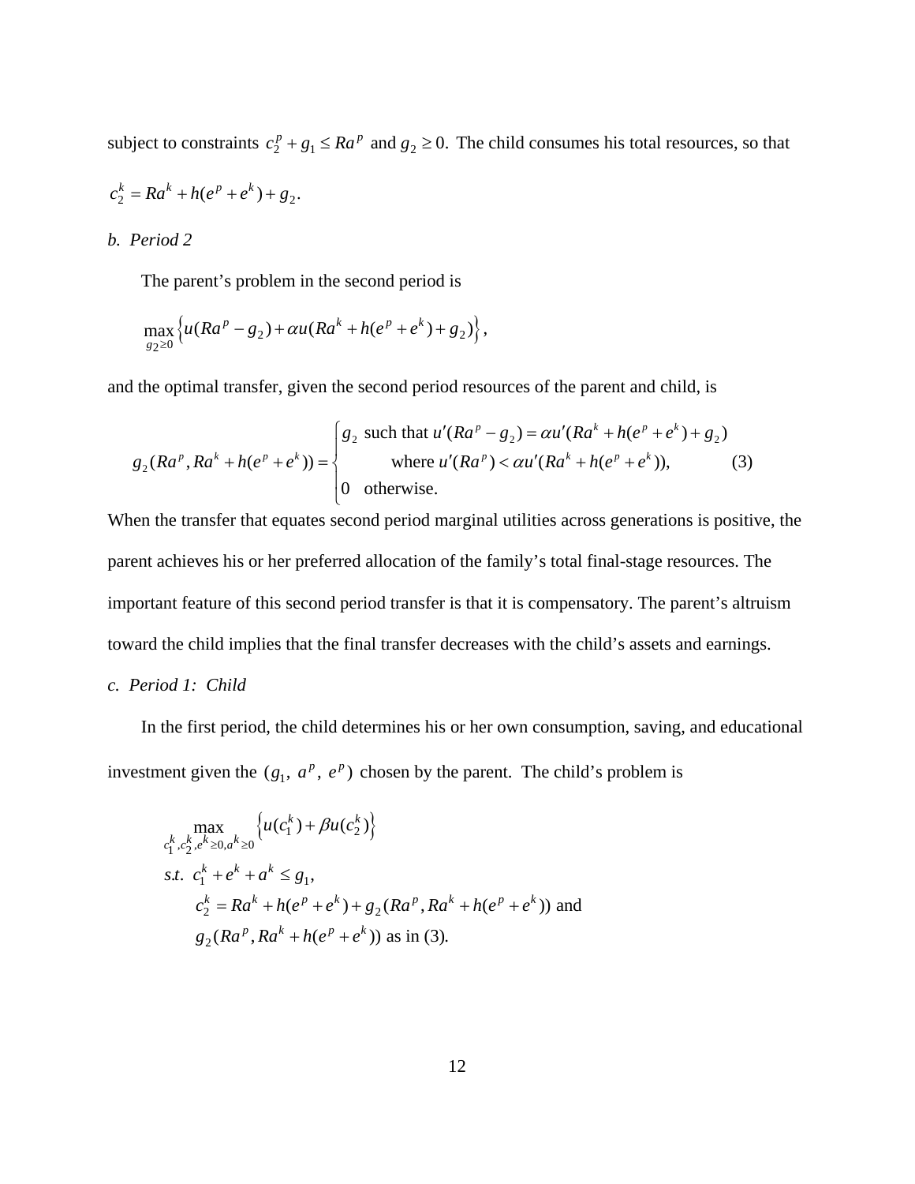subject to constraints $c_2^p + g_1 \leq Ra^p$ and $g_2 \geq 0$. The child consumes his total resources, so that $c_2^k = Ra^k + h(e^p + e^k) + g_2$.

*b. Period 2*

The parent's problem in the second period is

$$\max_{g_2 \geq 0} \left\{ u(Ra^p - g_2) + \alpha u(Ra^k + h(e^p + e^k) + g_2) \right\},$$

and the optimal transfer, given the second period resources of the parent and child, is

$$g_2(Ra^p, Ra^k + h(e^p + e^k)) = \begin{cases} g_2 \text{ such that } u'(Ra^p - g_2) = \alpha u'(Ra^k + h(e^p + e^k) + g_2) \\ \qquad \text{where } u'(Ra^p) < \alpha u'(Ra^k + h(e^p + e^k)), \\ 0 \quad \text{otherwise.} \end{cases} \tag{3}$$

When the transfer that equates second period marginal utilities across generations is positive, the parent achieves his or her preferred allocation of the family's total final-stage resources. The important feature of this second period transfer is that it is compensatory. The parent's altruism toward the child implies that the final transfer decreases with the child's assets and earnings.

*c. Period 1: Child*

In the first period, the child determines his or her own consumption, saving, and educational investment given the $(g_1,\ a^p,\ e^p)$ chosen by the parent. The child's problem is

$$\max_{c_1^k, c_2^k, e^k \geq 0, a^k \geq 0} \left\{ u(c_1^k) + \beta u(c_2^k) \right\}$$

$$s.t. \ \ c_1^k + e^k + a^k \leq g_1,$$

$$c_2^k = Ra^k + h(e^p + e^k) + g_2(Ra^p, Ra^k + h(e^p + e^k)) \text{ and}$$

$$g_2(Ra^p, Ra^k + h(e^p + e^k)) \text{ as in (3).}$$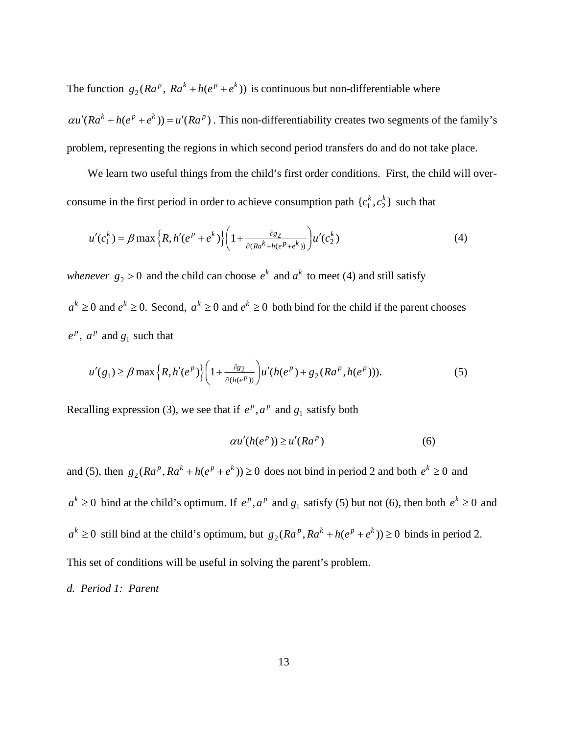The function $g_2(Ra^p,\ Ra^k + h(e^p + e^k))$ is continuous but non-differentiable where $\alpha u'(Ra^k + h(e^p + e^k)) = u'(Ra^p)$. This non-differentiability creates two segments of the family's problem, representing the regions in which second period transfers do and do not take place.

We learn two useful things from the child's first order conditions. First, the child will over-consume in the first period in order to achieve consumption path $\{c_1^k, c_2^k\}$ such that

$$u'(c_1^k) = \beta \max\left\{R, h'(e^p + e^k)\right\}\left(1 + \frac{\partial g_2}{\partial (Ra^k + h(e^p + e^k))}\right)u'(c_2^k) \tag{4}$$

*whenever* $g_2 > 0$ and the child can choose $e^k$ and $a^k$ to meet (4) and still satisfy $a^k \geq 0$ and $e^k \geq 0$. Second, $a^k \geq 0$ and $e^k \geq 0$ both bind for the child if the parent chooses $e^p$, $a^p$ and $g_1$ such that

$$u'(g_1) \geq \beta \max\left\{R, h'(e^p)\right\}\left(1 + \frac{\partial g_2}{\partial (h(e^p))}\right)u'(h(e^p) + g_2(Ra^p, h(e^p))). \tag{5}$$

Recalling expression (3), we see that if $e^p, a^p$ and $g_1$ satisfy both

$$\alpha u'(h(e^p)) \geq u'(Ra^p) \tag{6}$$

and (5), then $g_2(Ra^p, Ra^k + h(e^p + e^k)) \geq 0$ does not bind in period 2 and both $e^k \geq 0$ and $a^k \geq 0$ bind at the child's optimum. If $e^p, a^p$ and $g_1$ satisfy (5) but not (6), then both $e^k \geq 0$ and $a^k \geq 0$ still bind at the child's optimum, but $g_2(Ra^p, Ra^k + h(e^p + e^k)) \geq 0$ binds in period 2. This set of conditions will be useful in solving the parent's problem.

*d. Period 1: Parent*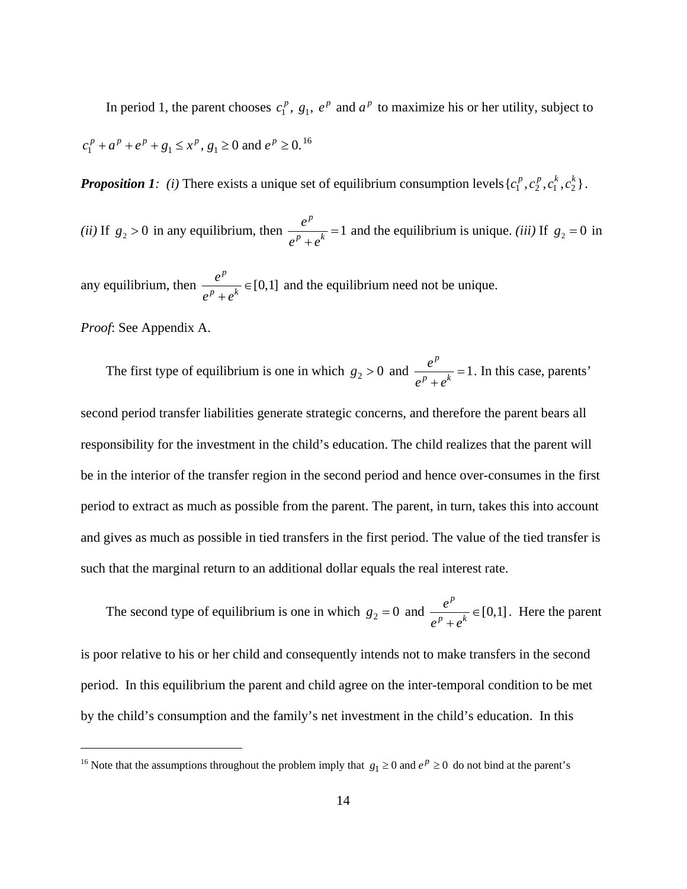In period 1, the parent chooses $c_1^p$, $g_1$, $e^p$ and $a^p$ to maximize his or her utility, subject to $c_1^p + a^p + e^p + g_1 \leq x^p$, $g_1 \geq 0$ and $e^p \geq 0$.[16]

***Proposition 1**:* *(i)* There exists a unique set of equilibrium consumption levels $\{c_1^p, c_2^p, c_1^k, c_2^k\}$.

*(ii)* If $g_2 > 0$ in any equilibrium, then $\frac{e^p}{e^p + e^k} = 1$ and the equilibrium is unique. *(iii)* If $g_2 = 0$ in any equilibrium, then $\frac{e^p}{e^p + e^k} \in [0,1]$ and the equilibrium need not be unique.

*Proof*: See Appendix A.

The first type of equilibrium is one in which $g_2 > 0$ and $\frac{e^p}{e^p + e^k} = 1$. In this case, parents' second period transfer liabilities generate strategic concerns, and therefore the parent bears all responsibility for the investment in the child's education. The child realizes that the parent will be in the interior of the transfer region in the second period and hence over-consumes in the first period to extract as much as possible from the parent. The parent, in turn, takes this into account and gives as much as possible in tied transfers in the first period. The value of the tied transfer is such that the marginal return to an additional dollar equals the real interest rate.

The second type of equilibrium is one in which $g_2 = 0$ and $\frac{e^p}{e^p + e^k} \in [0,1]$. Here the parent is poor relative to his or her child and consequently intends not to make transfers in the second period. In this equilibrium the parent and child agree on the inter-temporal condition to be met by the child's consumption and the family's net investment in the child's education. In this

[16] Note that the assumptions throughout the problem imply that $g_1 \geq 0$ and $e^p \geq 0$ do not bind at the parent's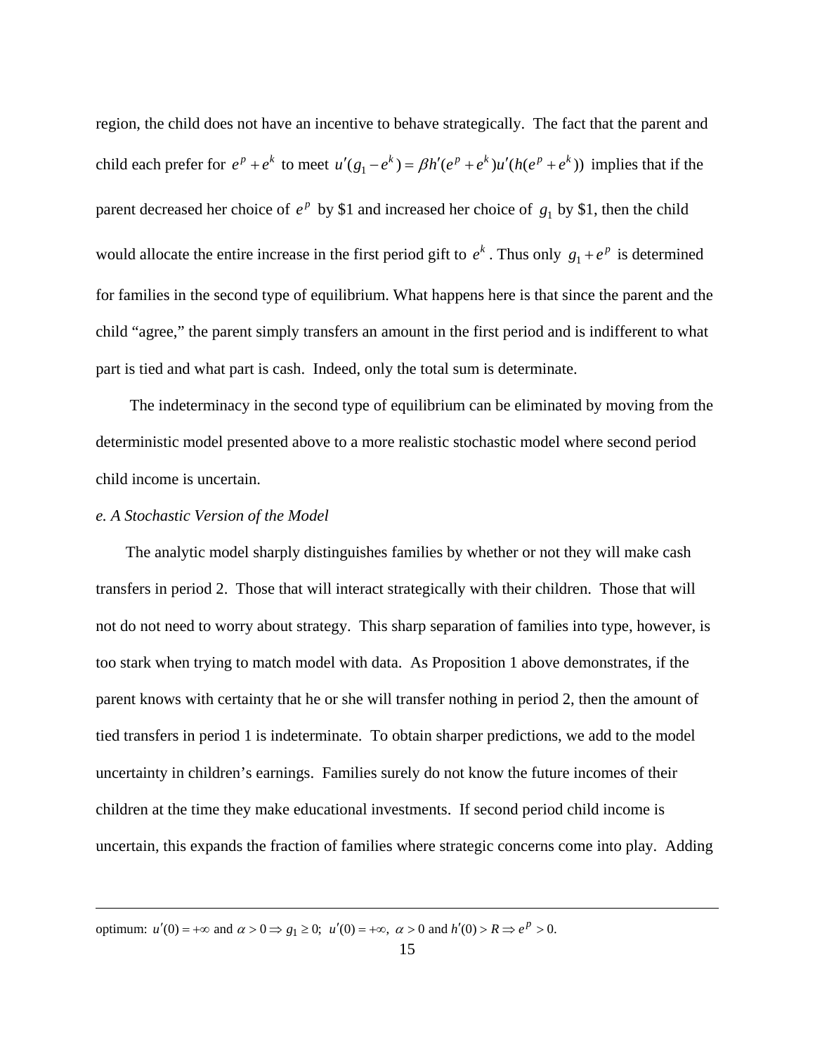region, the child does not have an incentive to behave strategically. The fact that the parent and child each prefer for $e^p + e^k$ to meet $u'(g_1 - e^k) = \beta h'(e^p + e^k)u'(h(e^p + e^k))$ implies that if the parent decreased her choice of $e^p$ by \$1 and increased her choice of $g_1$ by \$1, then the child would allocate the entire increase in the first period gift to $e^k$. Thus only $g_1 + e^p$ is determined for families in the second type of equilibrium. What happens here is that since the parent and the child "agree," the parent simply transfers an amount in the first period and is indifferent to what part is tied and what part is cash. Indeed, only the total sum is determinate.

The indeterminacy in the second type of equilibrium can be eliminated by moving from the deterministic model presented above to a more realistic stochastic model where second period child income is uncertain.

*e. A Stochastic Version of the Model*

The analytic model sharply distinguishes families by whether or not they will make cash transfers in period 2. Those that will interact strategically with their children. Those that will not do not need to worry about strategy. This sharp separation of families into type, however, is too stark when trying to match model with data. As Proposition 1 above demonstrates, if the parent knows with certainty that he or she will transfer nothing in period 2, then the amount of tied transfers in period 1 is indeterminate. To obtain sharper predictions, we add to the model uncertainty in children's earnings. Families surely do not know the future incomes of their children at the time they make educational investments. If second period child income is uncertain, this expands the fraction of families where strategic concerns come into play. Adding

---

optimum: $u'(0) = +\infty$ and $\alpha > 0 \Rightarrow g_1 \geq 0$; $u'(0) = +\infty$, $\alpha > 0$ and $h'(0) > R \Rightarrow e^p > 0$.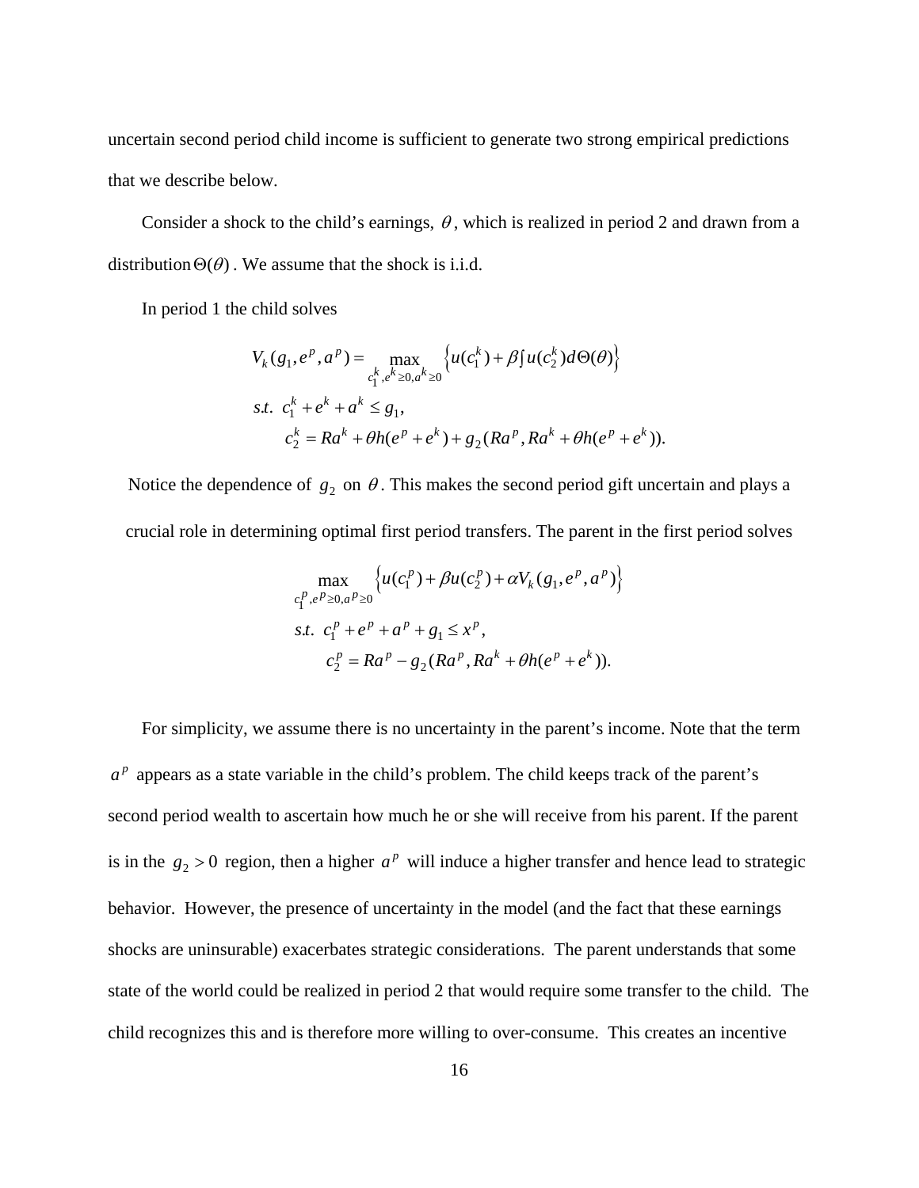uncertain second period child income is sufficient to generate two strong empirical predictions that we describe below.

Consider a shock to the child's earnings, $\theta$, which is realized in period 2 and drawn from a distribution $\Theta(\theta)$. We assume that the shock is i.i.d.

In period 1 the child solves

$$
\begin{aligned}
V_k(g_1, e^p, a^p) &= \max_{c_1^k, e^k \geq 0, a^k \geq 0} \left\{ u(c_1^k) + \beta \int u(c_2^k) d\Theta(\theta) \right\} \\
s.t.\;\; & c_1^k + e^k + a^k \leq g_1, \\
& c_2^k = Ra^k + \theta h(e^p + e^k) + g_2(Ra^p, Ra^k + \theta h(e^p + e^k)).
\end{aligned}
$$

Notice the dependence of $g_2$ on $\theta$. This makes the second period gift uncertain and plays a crucial role in determining optimal first period transfers. The parent in the first period solves

$$
\begin{aligned}
& \max_{c_1^p, e^p \geq 0, a^p \geq 0} \left\{ u(c_1^p) + \beta u(c_2^p) + \alpha V_k(g_1, e^p, a^p) \right\} \\
& s.t.\;\; c_1^p + e^p + a^p + g_1 \leq x^p, \\
& \qquad c_2^p = Ra^p - g_2(Ra^p, Ra^k + \theta h(e^p + e^k)).
\end{aligned}
$$

For simplicity, we assume there is no uncertainty in the parent's income. Note that the term $a^p$ appears as a state variable in the child's problem. The child keeps track of the parent's second period wealth to ascertain how much he or she will receive from his parent. If the parent is in the $g_2 > 0$ region, then a higher $a^p$ will induce a higher transfer and hence lead to strategic behavior. However, the presence of uncertainty in the model (and the fact that these earnings shocks are uninsurable) exacerbates strategic considerations. The parent understands that some state of the world could be realized in period 2 that would require some transfer to the child. The child recognizes this and is therefore more willing to over-consume. This creates an incentive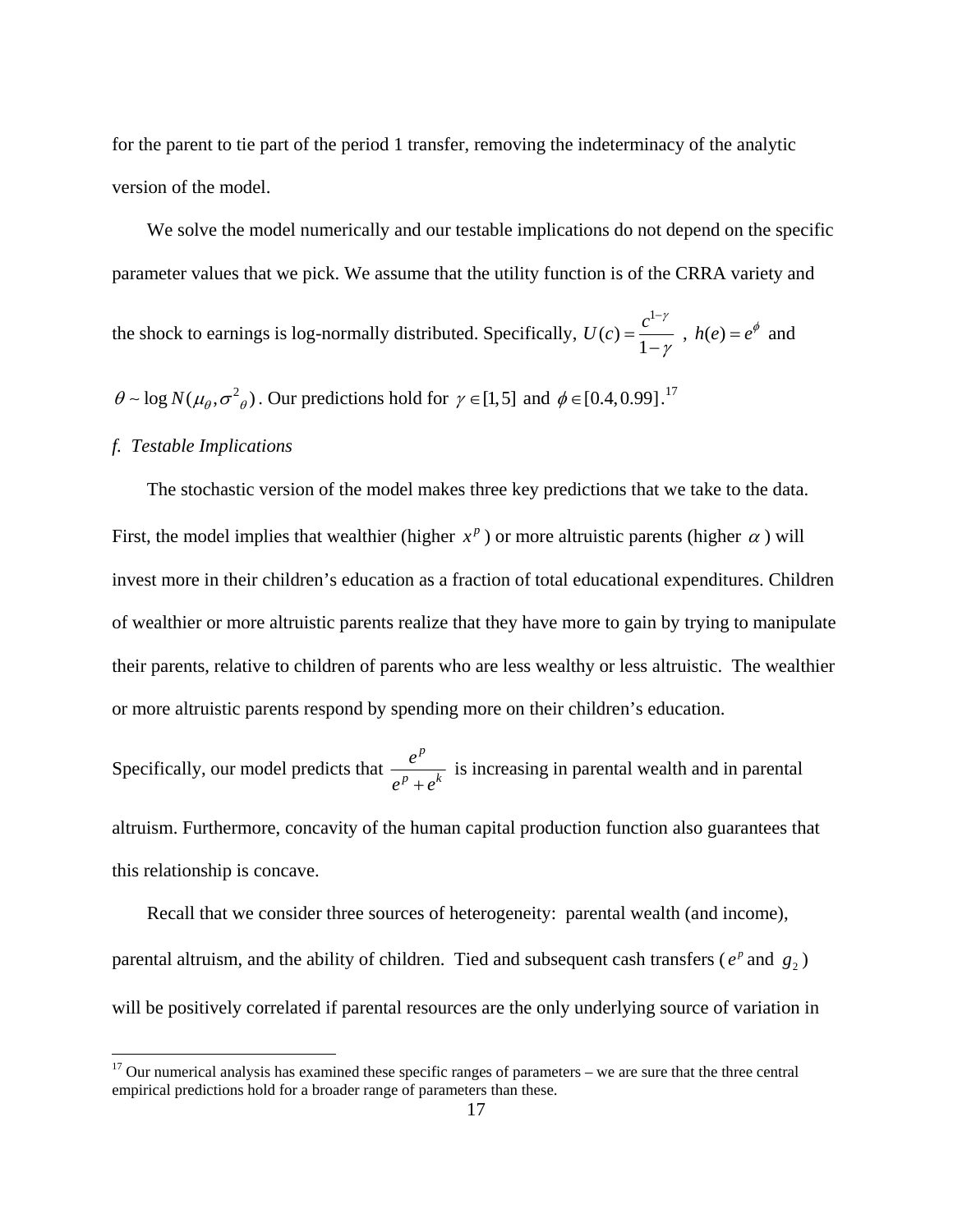for the parent to tie part of the period 1 transfer, removing the indeterminacy of the analytic version of the model.

We solve the model numerically and our testable implications do not depend on the specific parameter values that we pick. We assume that the utility function is of the CRRA variety and the shock to earnings is log-normally distributed. Specifically, $U(c) = \frac{c^{1-\gamma}}{1-\gamma}$ , $h(e) = e^{\phi}$ and $\theta \sim \log N(\mu_\theta, \sigma^2{}_\theta)$. Our predictions hold for $\gamma \in [1,5]$ and $\phi \in [0.4, 0.99]$.[17]

*f. Testable Implications*

The stochastic version of the model makes three key predictions that we take to the data. First, the model implies that wealthier (higher $x^p$) or more altruistic parents (higher $\alpha$) will invest more in their children's education as a fraction of total educational expenditures. Children of wealthier or more altruistic parents realize that they have more to gain by trying to manipulate their parents, relative to children of parents who are less wealthy or less altruistic. The wealthier or more altruistic parents respond by spending more on their children's education.

Specifically, our model predicts that $\frac{e^p}{e^p + e^k}$ is increasing in parental wealth and in parental altruism. Furthermore, concavity of the human capital production function also guarantees that this relationship is concave.

Recall that we consider three sources of heterogeneity: parental wealth (and income), parental altruism, and the ability of children. Tied and subsequent cash transfers ($e^p$ and $g_2$) will be positively correlated if parental resources are the only underlying source of variation in

[17] Our numerical analysis has examined these specific ranges of parameters – we are sure that the three central empirical predictions hold for a broader range of parameters than these.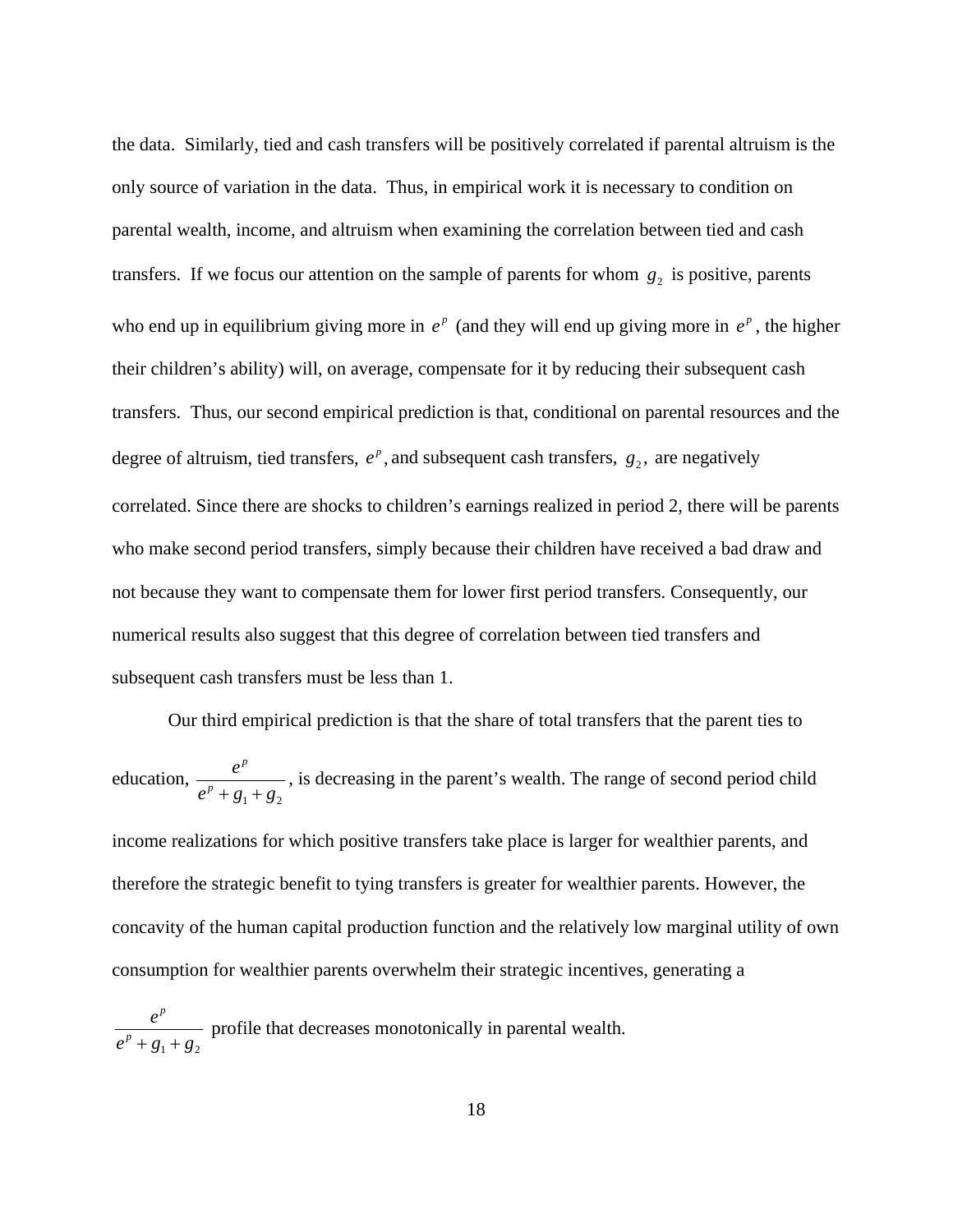the data. Similarly, tied and cash transfers will be positively correlated if parental altruism is the only source of variation in the data. Thus, in empirical work it is necessary to condition on parental wealth, income, and altruism when examining the correlation between tied and cash transfers. If we focus our attention on the sample of parents for whom $g_2$ is positive, parents who end up in equilibrium giving more in $e^p$ (and they will end up giving more in $e^p$, the higher their children's ability) will, on average, compensate for it by reducing their subsequent cash transfers. Thus, our second empirical prediction is that, conditional on parental resources and the degree of altruism, tied transfers, $e^p$, and subsequent cash transfers, $g_2$, are negatively correlated. Since there are shocks to children's earnings realized in period 2, there will be parents who make second period transfers, simply because their children have received a bad draw and not because they want to compensate them for lower first period transfers. Consequently, our numerical results also suggest that this degree of correlation between tied transfers and subsequent cash transfers must be less than 1.

Our third empirical prediction is that the share of total transfers that the parent ties to education, $\frac{e^p}{e^p + g_1 + g_2}$, is decreasing in the parent's wealth. The range of second period child income realizations for which positive transfers take place is larger for wealthier parents, and therefore the strategic benefit to tying transfers is greater for wealthier parents. However, the concavity of the human capital production function and the relatively low marginal utility of own consumption for wealthier parents overwhelm their strategic incentives, generating a $\frac{e^p}{e^p + g_1 + g_2}$ profile that decreases monotonically in parental wealth.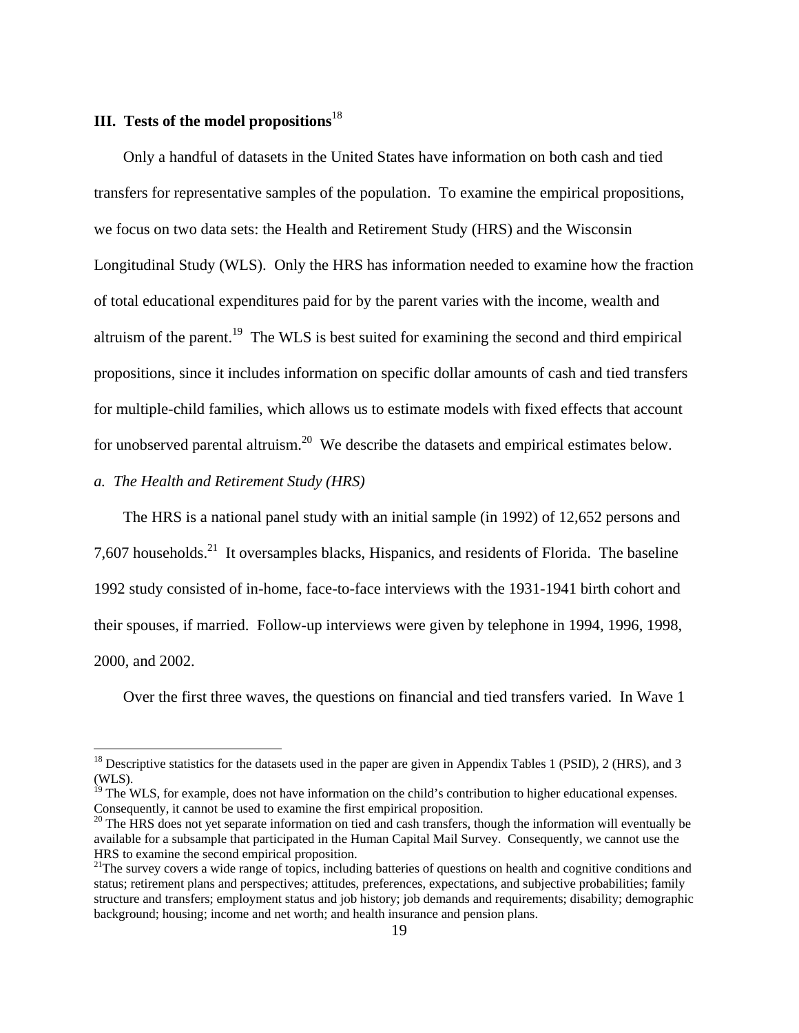## III. Tests of the model propositions[18]

Only a handful of datasets in the United States have information on both cash and tied transfers for representative samples of the population. To examine the empirical propositions, we focus on two data sets: the Health and Retirement Study (HRS) and the Wisconsin Longitudinal Study (WLS). Only the HRS has information needed to examine how the fraction of total educational expenditures paid for by the parent varies with the income, wealth and altruism of the parent.[19] The WLS is best suited for examining the second and third empirical propositions, since it includes information on specific dollar amounts of cash and tied transfers for multiple-child families, which allows us to estimate models with fixed effects that account for unobserved parental altruism.[20] We describe the datasets and empirical estimates below.

*a. The Health and Retirement Study (HRS)*

The HRS is a national panel study with an initial sample (in 1992) of 12,652 persons and 7,607 households.[21] It oversamples blacks, Hispanics, and residents of Florida. The baseline 1992 study consisted of in-home, face-to-face interviews with the 1931-1941 birth cohort and their spouses, if married. Follow-up interviews were given by telephone in 1994, 1996, 1998, 2000, and 2002.

Over the first three waves, the questions on financial and tied transfers varied. In Wave 1

---

[18] Descriptive statistics for the datasets used in the paper are given in Appendix Tables 1 (PSID), 2 (HRS), and 3 (WLS).

[19] The WLS, for example, does not have information on the child's contribution to higher educational expenses. Consequently, it cannot be used to examine the first empirical proposition.

[20] The HRS does not yet separate information on tied and cash transfers, though the information will eventually be available for a subsample that participated in the Human Capital Mail Survey. Consequently, we cannot use the HRS to examine the second empirical proposition.

[21] The survey covers a wide range of topics, including batteries of questions on health and cognitive conditions and status; retirement plans and perspectives; attitudes, preferences, expectations, and subjective probabilities; family structure and transfers; employment status and job history; job demands and requirements; disability; demographic background; housing; income and net worth; and health insurance and pension plans.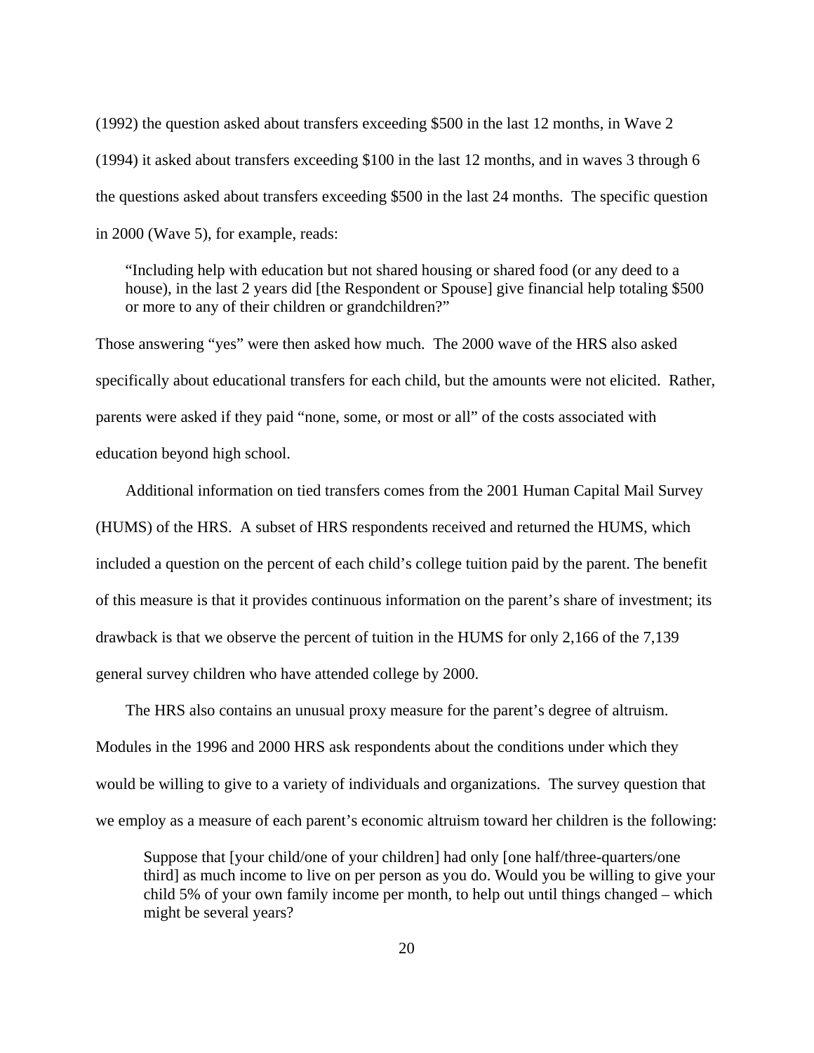(1992) the question asked about transfers exceeding $500 in the last 12 months, in Wave 2 (1994) it asked about transfers exceeding $100 in the last 12 months, and in waves 3 through 6 the questions asked about transfers exceeding $500 in the last 24 months. The specific question in 2000 (Wave 5), for example, reads:

> "Including help with education but not shared housing or shared food (or any deed to a house), in the last 2 years did [the Respondent or Spouse] give financial help totaling $500 or more to any of their children or grandchildren?"

Those answering "yes" were then asked how much. The 2000 wave of the HRS also asked specifically about educational transfers for each child, but the amounts were not elicited. Rather, parents were asked if they paid "none, some, or most or all" of the costs associated with education beyond high school.

Additional information on tied transfers comes from the 2001 Human Capital Mail Survey (HUMS) of the HRS. A subset of HRS respondents received and returned the HUMS, which included a question on the percent of each child's college tuition paid by the parent. The benefit of this measure is that it provides continuous information on the parent's share of investment; its drawback is that we observe the percent of tuition in the HUMS for only 2,166 of the 7,139 general survey children who have attended college by 2000.

The HRS also contains an unusual proxy measure for the parent's degree of altruism. Modules in the 1996 and 2000 HRS ask respondents about the conditions under which they would be willing to give to a variety of individuals and organizations. The survey question that we employ as a measure of each parent's economic altruism toward her children is the following:

> Suppose that [your child/one of your children] had only [one half/three-quarters/one third] as much income to live on per person as you do. Would you be willing to give your child 5% of your own family income per month, to help out until things changed – which might be several years?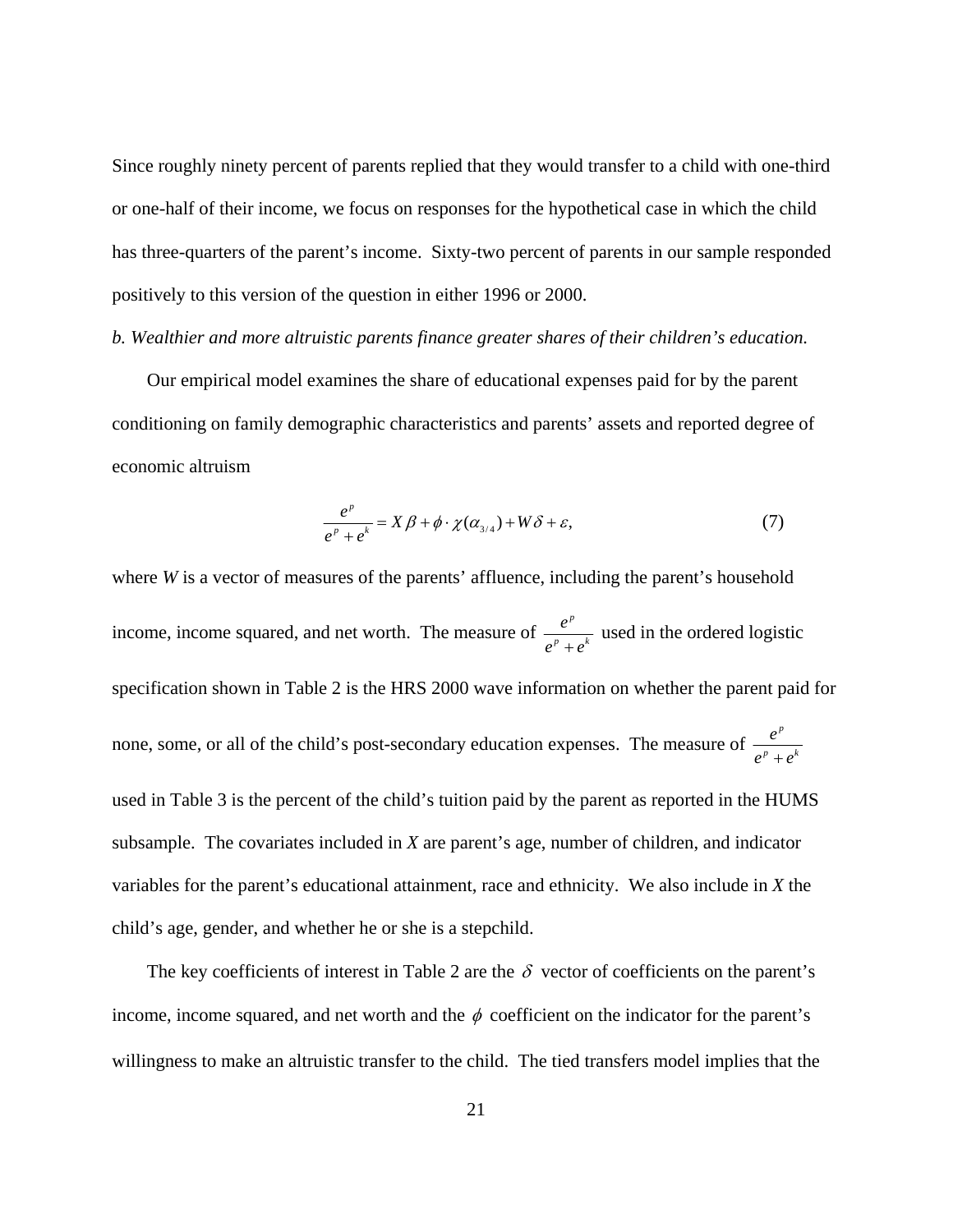Since roughly ninety percent of parents replied that they would transfer to a child with one-third or one-half of their income, we focus on responses for the hypothetical case in which the child has three-quarters of the parent's income. Sixty-two percent of parents in our sample responded positively to this version of the question in either 1996 or 2000.

*b. Wealthier and more altruistic parents finance greater shares of their children's education.*

Our empirical model examines the share of educational expenses paid for by the parent conditioning on family demographic characteristics and parents' assets and reported degree of economic altruism

$$\frac{e^p}{e^p + e^k} = X\beta + \phi \cdot \chi(\alpha_{3/4}) + W\delta + \varepsilon, \tag{7}$$

where *W* is a vector of measures of the parents' affluence, including the parent's household income, income squared, and net worth. The measure of $\frac{e^p}{e^p + e^k}$ used in the ordered logistic specification shown in Table 2 is the HRS 2000 wave information on whether the parent paid for none, some, or all of the child's post-secondary education expenses. The measure of $\frac{e^p}{e^p + e^k}$ used in Table 3 is the percent of the child's tuition paid by the parent as reported in the HUMS subsample. The covariates included in *X* are parent's age, number of children, and indicator variables for the parent's educational attainment, race and ethnicity. We also include in *X* the child's age, gender, and whether he or she is a stepchild.

The key coefficients of interest in Table 2 are the $\delta$ vector of coefficients on the parent's income, income squared, and net worth and the $\phi$ coefficient on the indicator for the parent's willingness to make an altruistic transfer to the child. The tied transfers model implies that the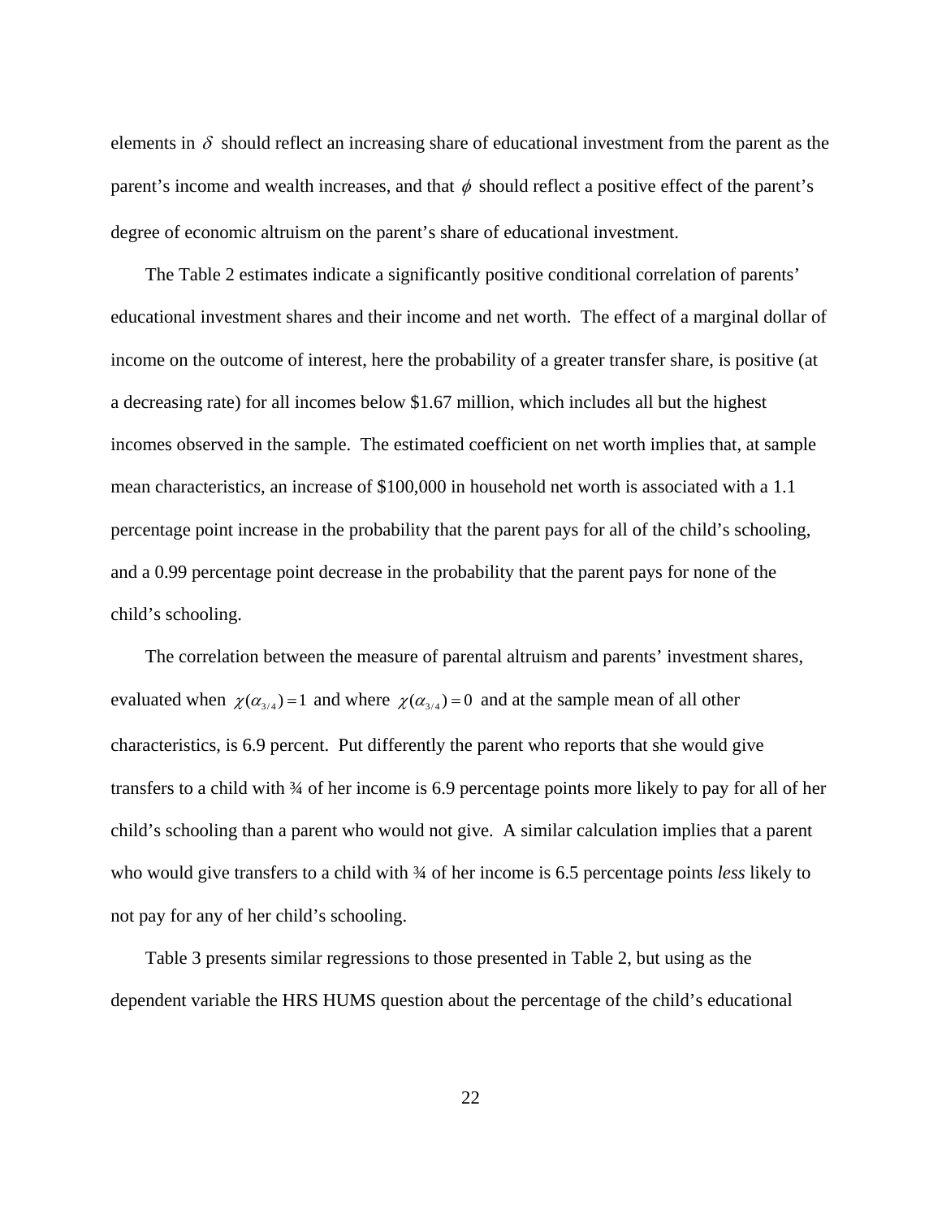elements in $\delta$ should reflect an increasing share of educational investment from the parent as the parent's income and wealth increases, and that $\phi$ should reflect a positive effect of the parent's degree of economic altruism on the parent's share of educational investment.

The Table 2 estimates indicate a significantly positive conditional correlation of parents' educational investment shares and their income and net worth. The effect of a marginal dollar of income on the outcome of interest, here the probability of a greater transfer share, is positive (at a decreasing rate) for all incomes below \$1.67 million, which includes all but the highest incomes observed in the sample. The estimated coefficient on net worth implies that, at sample mean characteristics, an increase of \$100,000 in household net worth is associated with a 1.1 percentage point increase in the probability that the parent pays for all of the child's schooling, and a 0.99 percentage point decrease in the probability that the parent pays for none of the child's schooling.

The correlation between the measure of parental altruism and parents' investment shares, evaluated when $\chi(\alpha_{3/4}) = 1$ and where $\chi(\alpha_{3/4}) = 0$ and at the sample mean of all other characteristics, is 6.9 percent. Put differently the parent who reports that she would give transfers to a child with ¾ of her income is 6.9 percentage points more likely to pay for all of her child's schooling than a parent who would not give. A similar calculation implies that a parent who would give transfers to a child with ¾ of her income is 6.5 percentage points *less* likely to not pay for any of her child's schooling.

Table 3 presents similar regressions to those presented in Table 2, but using as the dependent variable the HRS HUMS question about the percentage of the child's educational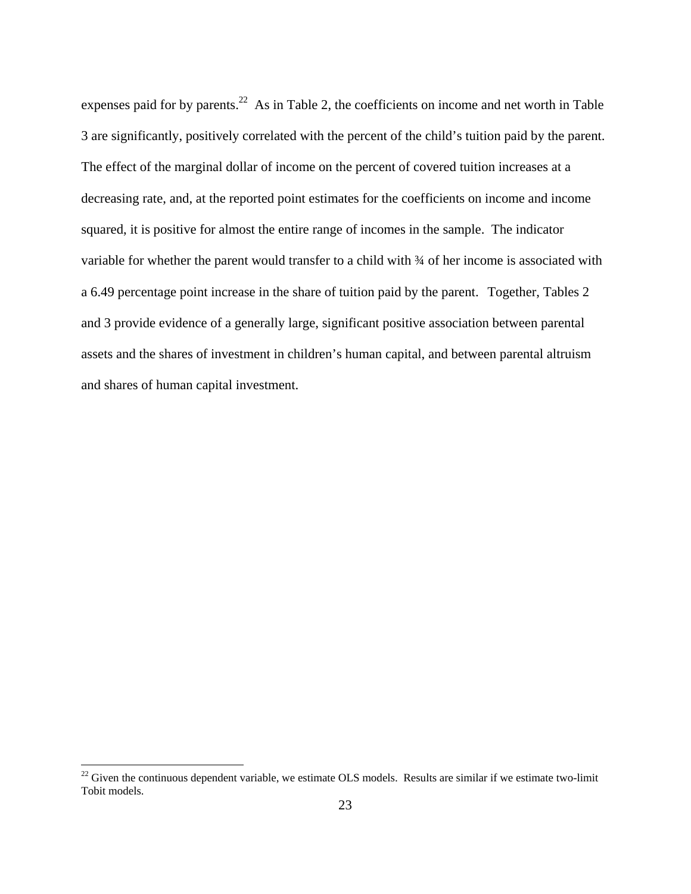expenses paid for by parents.[22] As in Table 2, the coefficients on income and net worth in Table 3 are significantly, positively correlated with the percent of the child's tuition paid by the parent. The effect of the marginal dollar of income on the percent of covered tuition increases at a decreasing rate, and, at the reported point estimates for the coefficients on income and income squared, it is positive for almost the entire range of incomes in the sample. The indicator variable for whether the parent would transfer to a child with ¾ of her income is associated with a 6.49 percentage point increase in the share of tuition paid by the parent. Together, Tables 2 and 3 provide evidence of a generally large, significant positive association between parental assets and the shares of investment in children's human capital, and between parental altruism and shares of human capital investment.

[22] Given the continuous dependent variable, we estimate OLS models. Results are similar if we estimate two-limit Tobit models.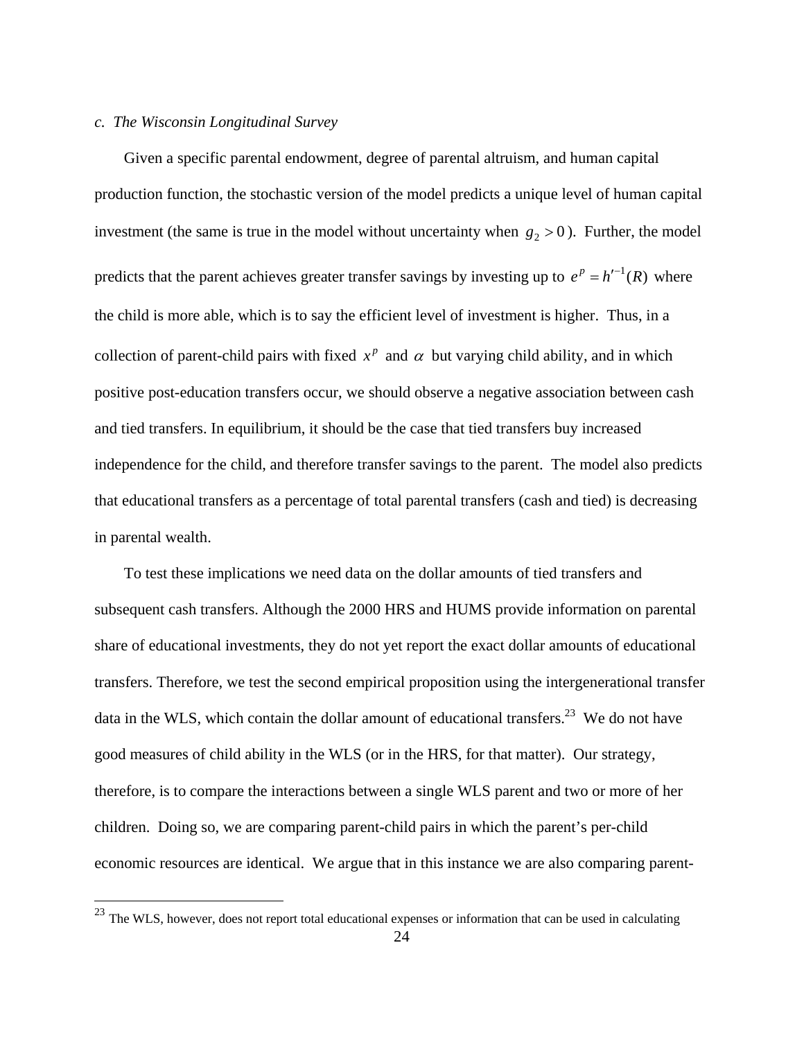*c. The Wisconsin Longitudinal Survey*

Given a specific parental endowment, degree of parental altruism, and human capital production function, the stochastic version of the model predicts a unique level of human capital investment (the same is true in the model without uncertainty when $g_2 > 0$). Further, the model predicts that the parent achieves greater transfer savings by investing up to $e^p = h'^{-1}(R)$ where the child is more able, which is to say the efficient level of investment is higher. Thus, in a collection of parent-child pairs with fixed $x^p$ and $\alpha$ but varying child ability, and in which positive post-education transfers occur, we should observe a negative association between cash and tied transfers. In equilibrium, it should be the case that tied transfers buy increased independence for the child, and therefore transfer savings to the parent. The model also predicts that educational transfers as a percentage of total parental transfers (cash and tied) is decreasing in parental wealth.

To test these implications we need data on the dollar amounts of tied transfers and subsequent cash transfers. Although the 2000 HRS and HUMS provide information on parental share of educational investments, they do not yet report the exact dollar amounts of educational transfers. Therefore, we test the second empirical proposition using the intergenerational transfer data in the WLS, which contain the dollar amount of educational transfers.[23] We do not have good measures of child ability in the WLS (or in the HRS, for that matter). Our strategy, therefore, is to compare the interactions between a single WLS parent and two or more of her children. Doing so, we are comparing parent-child pairs in which the parent's per-child economic resources are identical. We argue that in this instance we are also comparing parent-

[23] The WLS, however, does not report total educational expenses or information that can be used in calculating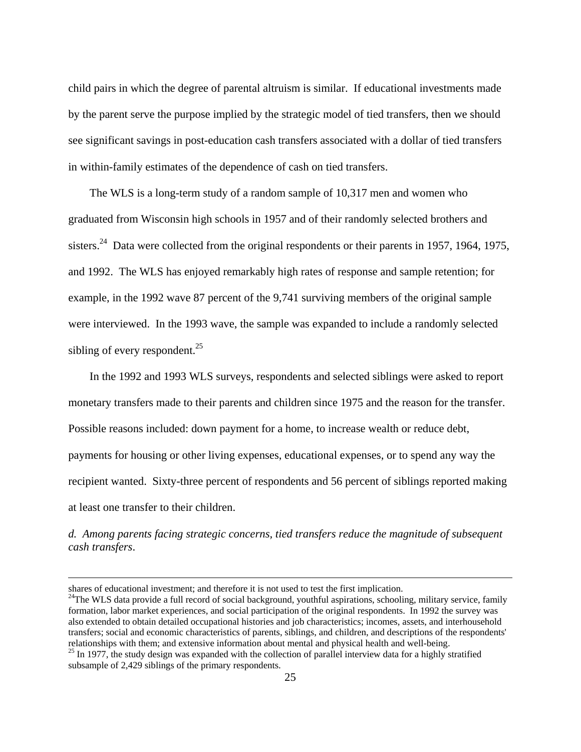child pairs in which the degree of parental altruism is similar. If educational investments made by the parent serve the purpose implied by the strategic model of tied transfers, then we should see significant savings in post-education cash transfers associated with a dollar of tied transfers in within-family estimates of the dependence of cash on tied transfers.

The WLS is a long-term study of a random sample of 10,317 men and women who graduated from Wisconsin high schools in 1957 and of their randomly selected brothers and sisters.[24] Data were collected from the original respondents or their parents in 1957, 1964, 1975, and 1992. The WLS has enjoyed remarkably high rates of response and sample retention; for example, in the 1992 wave 87 percent of the 9,741 surviving members of the original sample were interviewed. In the 1993 wave, the sample was expanded to include a randomly selected sibling of every respondent.[25]

In the 1992 and 1993 WLS surveys, respondents and selected siblings were asked to report monetary transfers made to their parents and children since 1975 and the reason for the transfer. Possible reasons included: down payment for a home, to increase wealth or reduce debt, payments for housing or other living expenses, educational expenses, or to spend any way the recipient wanted. Sixty-three percent of respondents and 56 percent of siblings reported making at least one transfer to their children.

*d. Among parents facing strategic concerns, tied transfers reduce the magnitude of subsequent cash transfers*.

---

shares of educational investment; and therefore it is not used to test the first implication.

[24]The WLS data provide a full record of social background, youthful aspirations, schooling, military service, family formation, labor market experiences, and social participation of the original respondents. In 1992 the survey was also extended to obtain detailed occupational histories and job characteristics; incomes, assets, and interhousehold transfers; social and economic characteristics of parents, siblings, and children, and descriptions of the respondents' relationships with them; and extensive information about mental and physical health and well-being.

[25] In 1977, the study design was expanded with the collection of parallel interview data for a highly stratified subsample of 2,429 siblings of the primary respondents.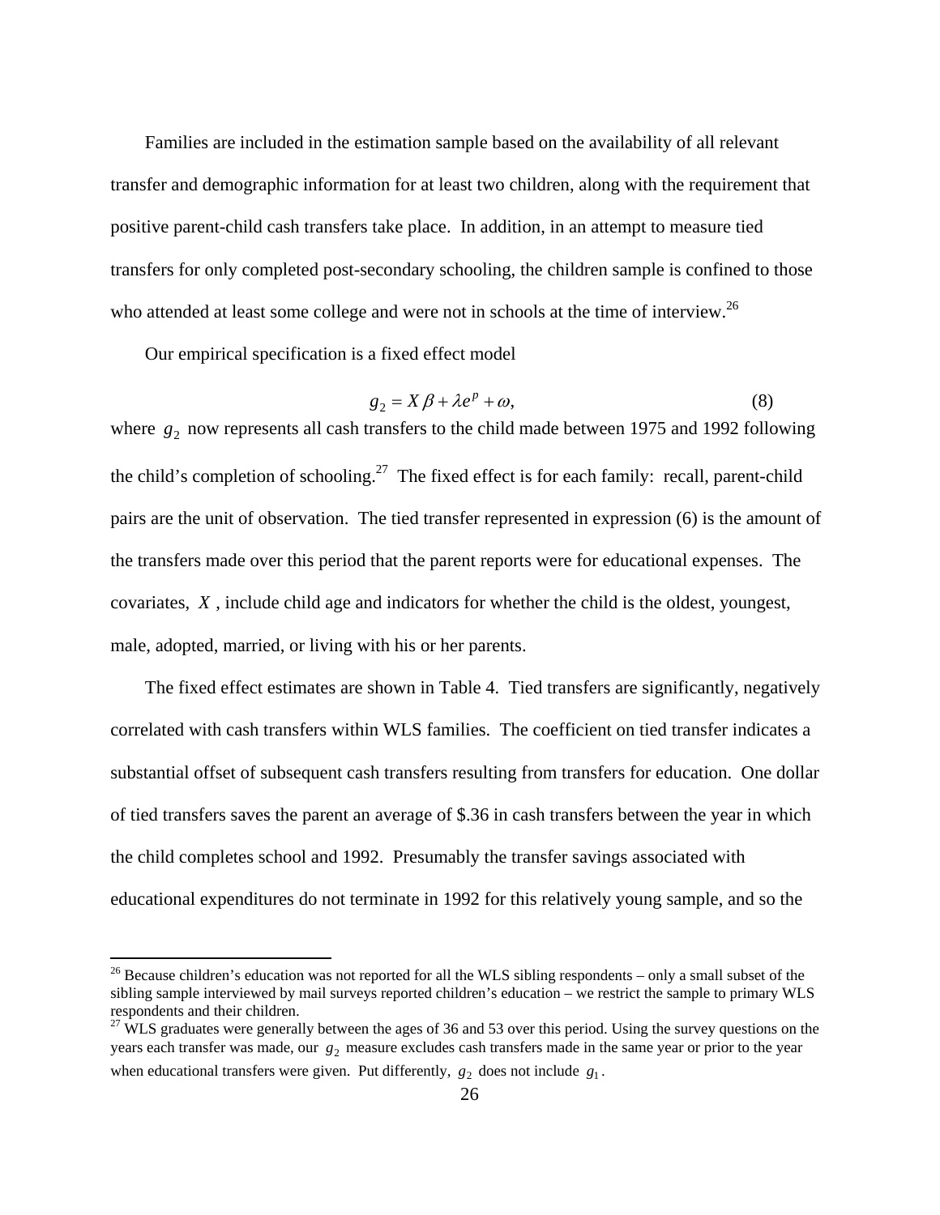Families are included in the estimation sample based on the availability of all relevant transfer and demographic information for at least two children, along with the requirement that positive parent-child cash transfers take place. In addition, in an attempt to measure tied transfers for only completed post-secondary schooling, the children sample is confined to those who attended at least some college and were not in schools at the time of interview.[26]

Our empirical specification is a fixed effect model

$$g_2 = X\beta + \lambda e^p + \omega, \tag{8}$$

where $g_2$ now represents all cash transfers to the child made between 1975 and 1992 following the child's completion of schooling.[27] The fixed effect is for each family: recall, parent-child pairs are the unit of observation. The tied transfer represented in expression (6) is the amount of the transfers made over this period that the parent reports were for educational expenses. The covariates, $X$, include child age and indicators for whether the child is the oldest, youngest, male, adopted, married, or living with his or her parents.

The fixed effect estimates are shown in Table 4. Tied transfers are significantly, negatively correlated with cash transfers within WLS families. The coefficient on tied transfer indicates a substantial offset of subsequent cash transfers resulting from transfers for education. One dollar of tied transfers saves the parent an average of $.36 in cash transfers between the year in which the child completes school and 1992. Presumably the transfer savings associated with educational expenditures do not terminate in 1992 for this relatively young sample, and so the

---

[26] Because children's education was not reported for all the WLS sibling respondents – only a small subset of the sibling sample interviewed by mail surveys reported children's education – we restrict the sample to primary WLS respondents and their children.

[27] WLS graduates were generally between the ages of 36 and 53 over this period. Using the survey questions on the years each transfer was made, our $g_2$ measure excludes cash transfers made in the same year or prior to the year when educational transfers were given. Put differently, $g_2$ does not include $g_1$.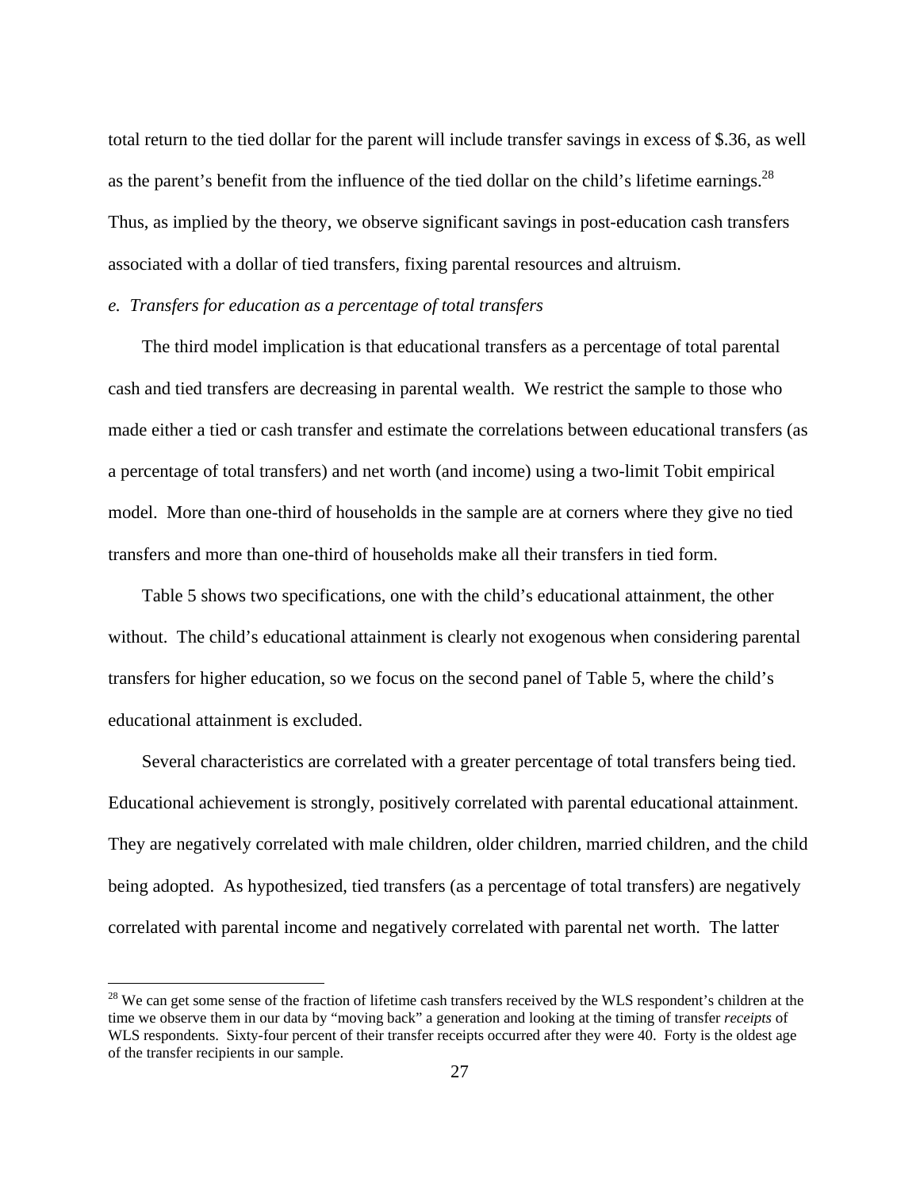total return to the tied dollar for the parent will include transfer savings in excess of \$.36, as well as the parent's benefit from the influence of the tied dollar on the child's lifetime earnings.[28] Thus, as implied by the theory, we observe significant savings in post-education cash transfers associated with a dollar of tied transfers, fixing parental resources and altruism.

*e. Transfers for education as a percentage of total transfers*

The third model implication is that educational transfers as a percentage of total parental cash and tied transfers are decreasing in parental wealth. We restrict the sample to those who made either a tied or cash transfer and estimate the correlations between educational transfers (as a percentage of total transfers) and net worth (and income) using a two-limit Tobit empirical model. More than one-third of households in the sample are at corners where they give no tied transfers and more than one-third of households make all their transfers in tied form.

Table 5 shows two specifications, one with the child's educational attainment, the other without. The child's educational attainment is clearly not exogenous when considering parental transfers for higher education, so we focus on the second panel of Table 5, where the child's educational attainment is excluded.

Several characteristics are correlated with a greater percentage of total transfers being tied. Educational achievement is strongly, positively correlated with parental educational attainment. They are negatively correlated with male children, older children, married children, and the child being adopted. As hypothesized, tied transfers (as a percentage of total transfers) are negatively correlated with parental income and negatively correlated with parental net worth. The latter

[28] We can get some sense of the fraction of lifetime cash transfers received by the WLS respondent's children at the time we observe them in our data by "moving back" a generation and looking at the timing of transfer *receipts* of WLS respondents. Sixty-four percent of their transfer receipts occurred after they were 40. Forty is the oldest age of the transfer recipients in our sample.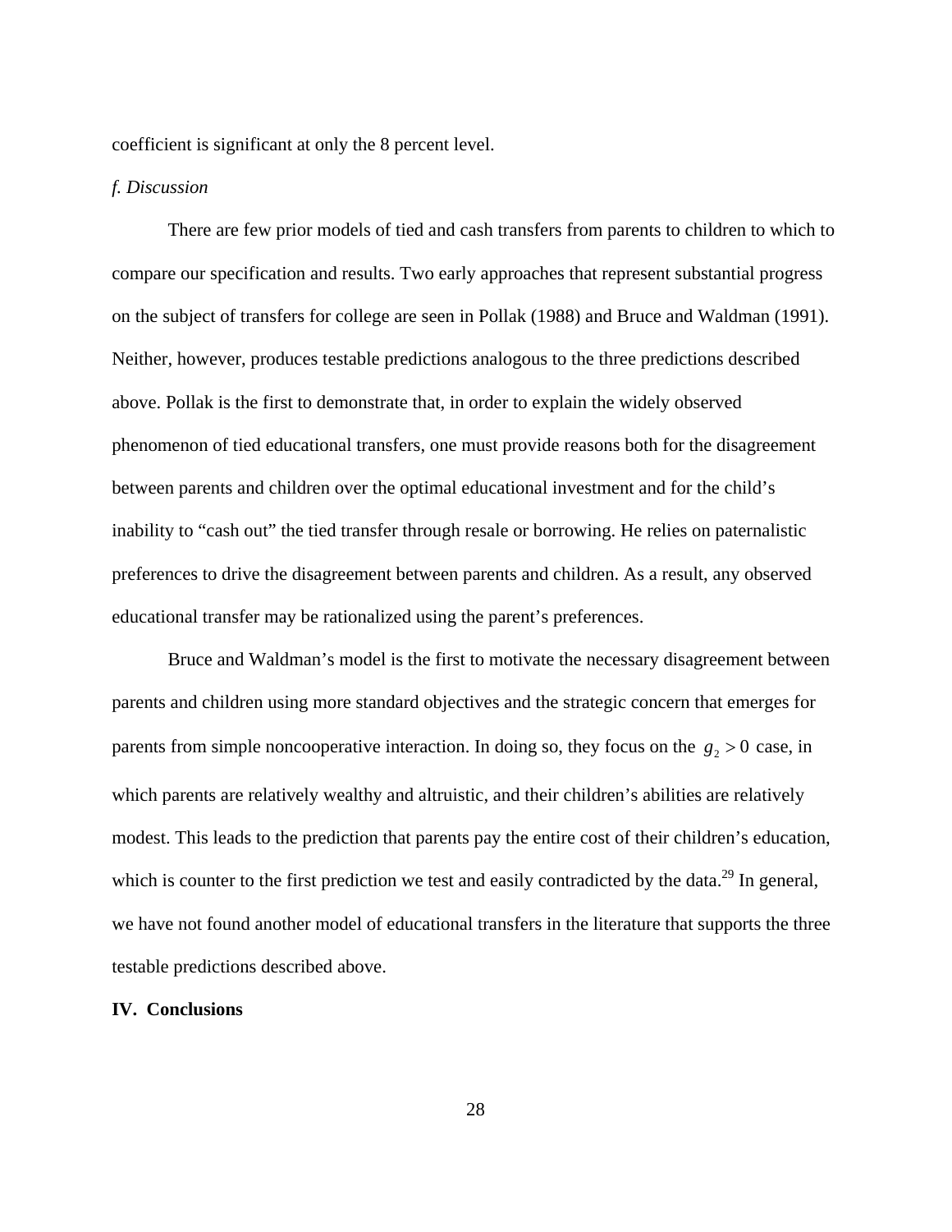coefficient is significant at only the 8 percent level.

*f. Discussion*

There are few prior models of tied and cash transfers from parents to children to which to compare our specification and results. Two early approaches that represent substantial progress on the subject of transfers for college are seen in Pollak (1988) and Bruce and Waldman (1991). Neither, however, produces testable predictions analogous to the three predictions described above. Pollak is the first to demonstrate that, in order to explain the widely observed phenomenon of tied educational transfers, one must provide reasons both for the disagreement between parents and children over the optimal educational investment and for the child's inability to "cash out" the tied transfer through resale or borrowing. He relies on paternalistic preferences to drive the disagreement between parents and children. As a result, any observed educational transfer may be rationalized using the parent's preferences.

Bruce and Waldman's model is the first to motivate the necessary disagreement between parents and children using more standard objectives and the strategic concern that emerges for parents from simple noncooperative interaction. In doing so, they focus on the $g_2 > 0$ case, in which parents are relatively wealthy and altruistic, and their children's abilities are relatively modest. This leads to the prediction that parents pay the entire cost of their children's education, which is counter to the first prediction we test and easily contradicted by the data.[29] In general, we have not found another model of educational transfers in the literature that supports the three testable predictions described above.

## IV. Conclusions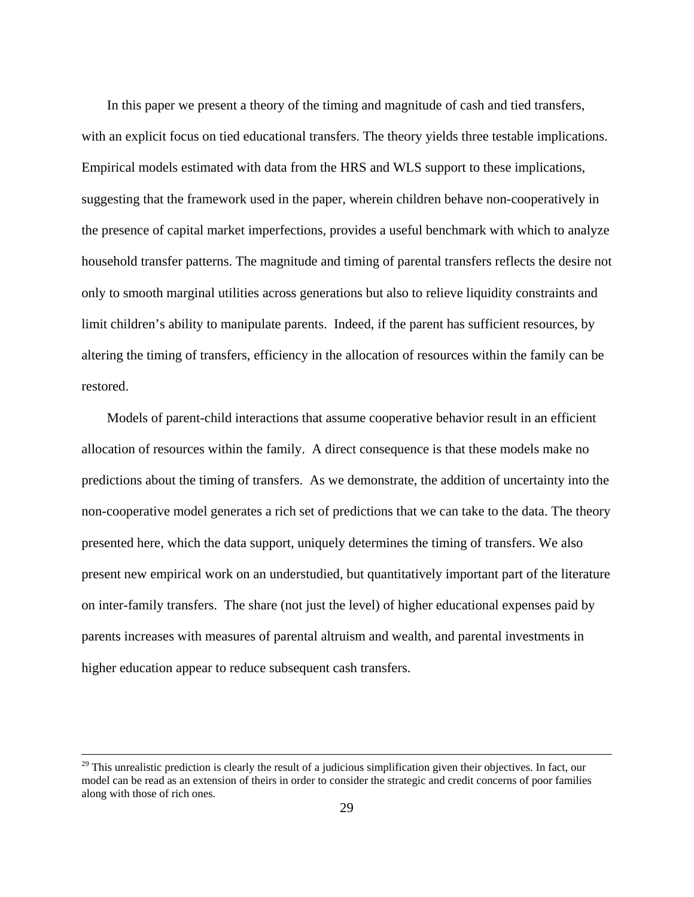In this paper we present a theory of the timing and magnitude of cash and tied transfers, with an explicit focus on tied educational transfers. The theory yields three testable implications. Empirical models estimated with data from the HRS and WLS support to these implications, suggesting that the framework used in the paper, wherein children behave non-cooperatively in the presence of capital market imperfections, provides a useful benchmark with which to analyze household transfer patterns. The magnitude and timing of parental transfers reflects the desire not only to smooth marginal utilities across generations but also to relieve liquidity constraints and limit children's ability to manipulate parents. Indeed, if the parent has sufficient resources, by altering the timing of transfers, efficiency in the allocation of resources within the family can be restored.

Models of parent-child interactions that assume cooperative behavior result in an efficient allocation of resources within the family. A direct consequence is that these models make no predictions about the timing of transfers. As we demonstrate, the addition of uncertainty into the non-cooperative model generates a rich set of predictions that we can take to the data. The theory presented here, which the data support, uniquely determines the timing of transfers. We also present new empirical work on an understudied, but quantitatively important part of the literature on inter-family transfers. The share (not just the level) of higher educational expenses paid by parents increases with measures of parental altruism and wealth, and parental investments in higher education appear to reduce subsequent cash transfers.

---

[29] This unrealistic prediction is clearly the result of a judicious simplification given their objectives. In fact, our model can be read as an extension of theirs in order to consider the strategic and credit concerns of poor families along with those of rich ones.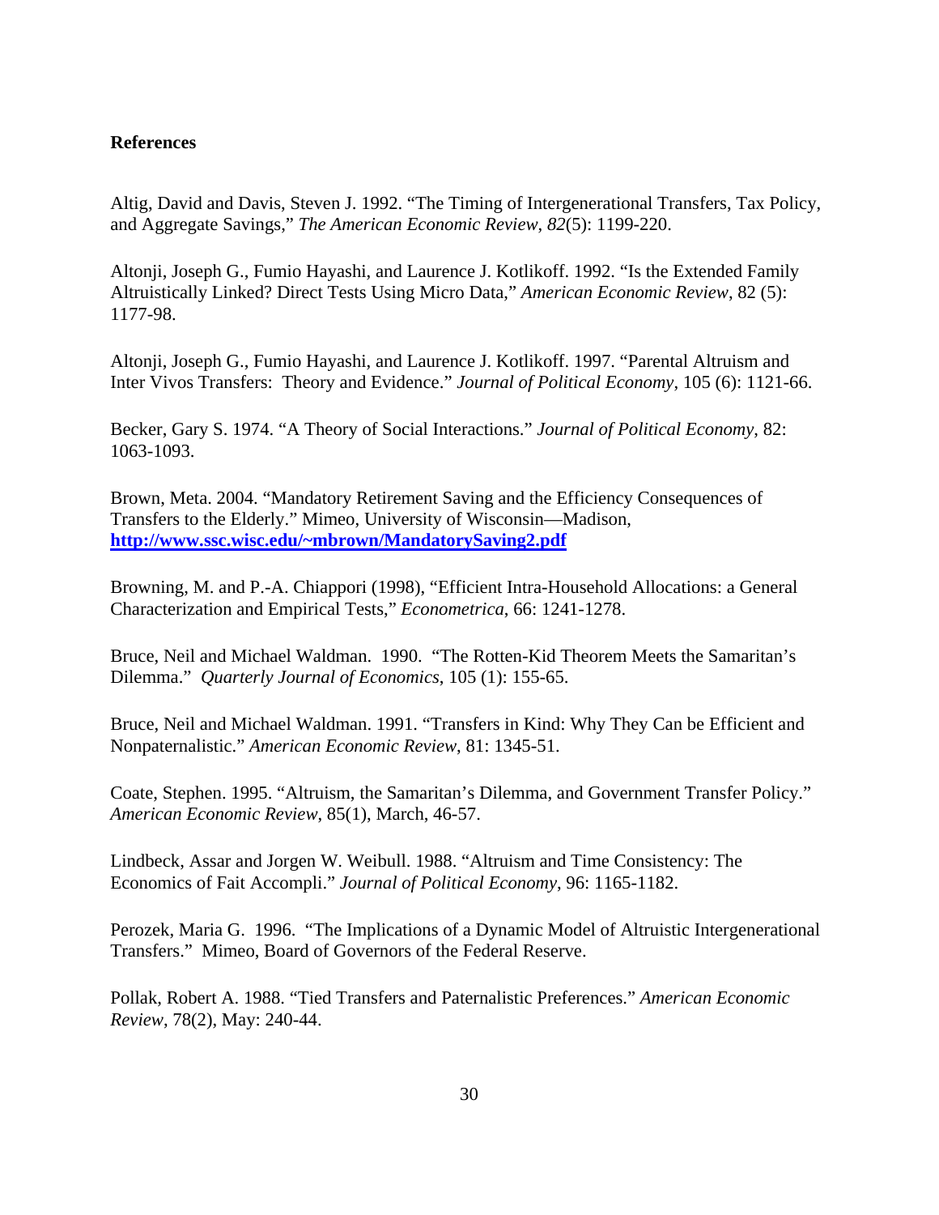**References**

Altig, David and Davis, Steven J. 1992. "The Timing of Intergenerational Transfers, Tax Policy, and Aggregate Savings," *The American Economic Review*, *82*(5): 1199-220.

Altonji, Joseph G., Fumio Hayashi, and Laurence J. Kotlikoff. 1992. "Is the Extended Family Altruistically Linked? Direct Tests Using Micro Data," *American Economic Review*, 82 (5): 1177-98.

Altonji, Joseph G., Fumio Hayashi, and Laurence J. Kotlikoff. 1997. "Parental Altruism and Inter Vivos Transfers: Theory and Evidence." *Journal of Political Economy*, 105 (6): 1121-66.

Becker, Gary S. 1974. "A Theory of Social Interactions." *Journal of Political Economy*, 82: 1063-1093.

Brown, Meta. 2004. "Mandatory Retirement Saving and the Efficiency Consequences of Transfers to the Elderly." Mimeo, University of Wisconsin—Madison, **http://www.ssc.wisc.edu/~mbrown/MandatorySaving2.pdf**

Browning, M. and P.-A. Chiappori (1998), "Efficient Intra-Household Allocations: a General Characterization and Empirical Tests," *Econometrica*, 66: 1241-1278.

Bruce, Neil and Michael Waldman. 1990. "The Rotten-Kid Theorem Meets the Samaritan's Dilemma." *Quarterly Journal of Economics*, 105 (1): 155-65.

Bruce, Neil and Michael Waldman. 1991. "Transfers in Kind: Why They Can be Efficient and Nonpaternalistic." *American Economic Review*, 81: 1345-51.

Coate, Stephen. 1995. "Altruism, the Samaritan's Dilemma, and Government Transfer Policy." *American Economic Review*, 85(1), March, 46-57.

Lindbeck, Assar and Jorgen W. Weibull. 1988. "Altruism and Time Consistency: The Economics of Fait Accompli." *Journal of Political Economy*, 96: 1165-1182.

Perozek, Maria G. 1996. "The Implications of a Dynamic Model of Altruistic Intergenerational Transfers." Mimeo, Board of Governors of the Federal Reserve.

Pollak, Robert A. 1988. "Tied Transfers and Paternalistic Preferences." *American Economic Review*, 78(2), May: 240-44.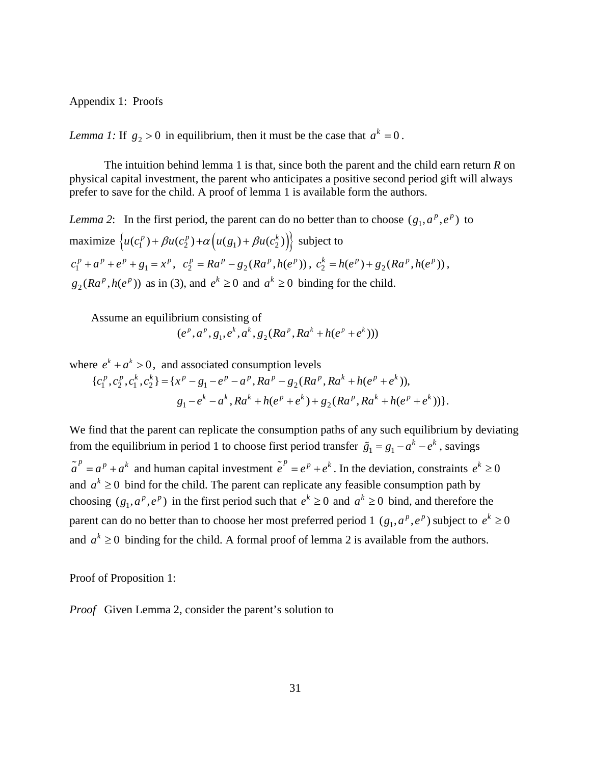Appendix 1: Proofs

*Lemma 1:* If $g_2 > 0$ in equilibrium, then it must be the case that $a^k = 0$.

The intuition behind lemma 1 is that, since both the parent and the child earn return *R* on physical capital investment, the parent who anticipates a positive second period gift will always prefer to save for the child. A proof of lemma 1 is available form the authors.

*Lemma 2*: In the first period, the parent can do no better than to choose $(g_1, a^p, e^p)$ to maximize $\left\{u(c_1^p) + \beta u(c_2^p) + \alpha\left(u(g_1) + \beta u(c_2^k)\right)\right\}$ subject to $c_1^p + a^p + e^p + g_1 = x^p$, $c_2^p = Ra^p - g_2(Ra^p, h(e^p))$, $c_2^k = h(e^p) + g_2(Ra^p, h(e^p))$, $g_2(Ra^p, h(e^p))$ as in (3), and $e^k \geq 0$ and $a^k \geq 0$ binding for the child.

Assume an equilibrium consisting of

$$(e^p, a^p, g_1, e^k, a^k, g_2(Ra^p, Ra^k + h(e^p + e^k)))$$

where $e^k + a^k > 0$, and associated consumption levels

$$\{c_1^p, c_2^p, c_1^k, c_2^k\} = \{x^p - g_1 - e^p - a^p, Ra^p - g_2(Ra^p, Ra^k + h(e^p + e^k)),$$
$$g_1 - e^k - a^k, Ra^k + h(e^p + e^k) + g_2(Ra^p, Ra^k + h(e^p + e^k))\}.$$

We find that the parent can replicate the consumption paths of any such equilibrium by deviating from the equilibrium in period 1 to choose first period transfer $\tilde{g}_1 = g_1 - a^k - e^k$, savings $\tilde{a}^p = a^p + a^k$ and human capital investment $\tilde{e}^p = e^p + e^k$. In the deviation, constraints $e^k \geq 0$ and $a^k \geq 0$ bind for the child. The parent can replicate any feasible consumption path by choosing $(g_1, a^p, e^p)$ in the first period such that $e^k \geq 0$ and $a^k \geq 0$ bind, and therefore the parent can do no better than to choose her most preferred period 1 $(g_1, a^p, e^p)$ subject to $e^k \geq 0$ and $a^k \geq 0$ binding for the child. A formal proof of lemma 2 is available from the authors.

Proof of Proposition 1:

*Proof* Given Lemma 2, consider the parent's solution to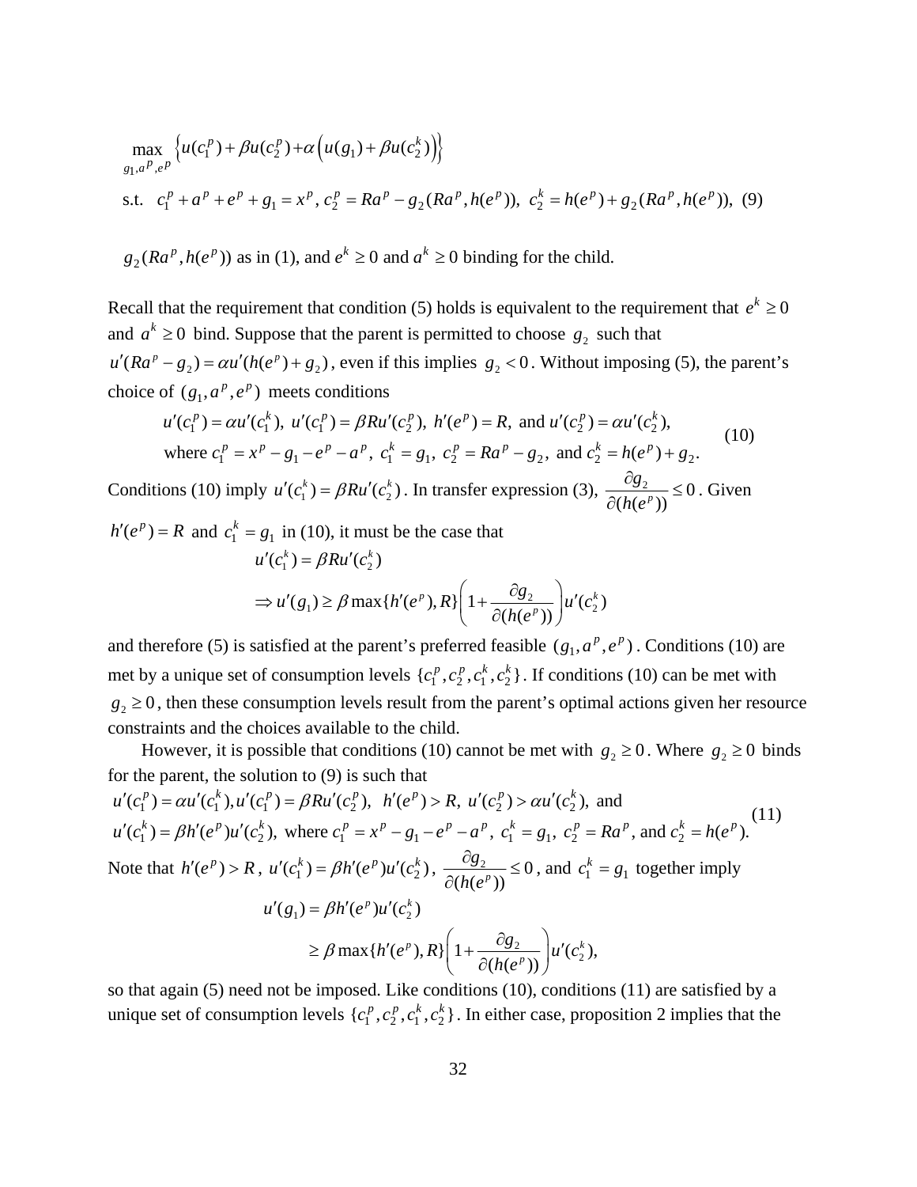$$\max_{g_1, a^p, e^p} \left\{ u(c_1^p) + \beta u(c_2^p) + \alpha \left( u(g_1) + \beta u(c_2^k) \right) \right\}$$

$$\text{s.t.} \quad c_1^p + a^p + e^p + g_1 = x^p,\ c_2^p = Ra^p - g_2(Ra^p, h(e^p)),\ c_2^k = h(e^p) + g_2(Ra^p, h(e^p)), \quad (9)$$

$g_2(Ra^p, h(e^p))$ as in (1), and $e^k \geq 0$ and $a^k \geq 0$ binding for the child.

Recall that the requirement that condition (5) holds is equivalent to the requirement that $e^k \geq 0$ and $a^k \geq 0$ bind. Suppose that the parent is permitted to choose $g_2$ such that $u'(Ra^p - g_2) = \alpha u'(h(e^p) + g_2)$, even if this implies $g_2 < 0$. Without imposing (5), the parent's choice of $(g_1, a^p, e^p)$ meets conditions

$$\begin{aligned} &u'(c_1^p) = \alpha u'(c_1^k),\ u'(c_1^p) = \beta R u'(c_2^p),\ h'(e^p) = R, \text{ and } u'(c_2^p) = \alpha u'(c_2^k), \\ &\text{where } c_1^p = x^p - g_1 - e^p - a^p,\ c_1^k = g_1,\ c_2^p = Ra^p - g_2, \text{ and } c_2^k = h(e^p) + g_2. \end{aligned} \quad (10)$$

Conditions (10) imply $u'(c_1^k) = \beta R u'(c_2^k)$. In transfer expression (3), $\frac{\partial g_2}{\partial (h(e^p))} \leq 0$. Given $h'(e^p) = R$ and $c_1^k = g_1$ in (10), it must be the case that

$$\begin{aligned} &u'(c_1^k) = \beta R u'(c_2^k) \\ &\Rightarrow u'(g_1) \geq \beta \max\{h'(e^p), R\} \left( 1 + \frac{\partial g_2}{\partial (h(e^p))} \right) u'(c_2^k) \end{aligned}$$

and therefore (5) is satisfied at the parent's preferred feasible $(g_1, a^p, e^p)$. Conditions (10) are met by a unique set of consumption levels $\{c_1^p, c_2^p, c_1^k, c_2^k\}$. If conditions (10) can be met with $g_2 \geq 0$, then these consumption levels result from the parent's optimal actions given her resource constraints and the choices available to the child.

However, it is possible that conditions (10) cannot be met with $g_2 \geq 0$. Where $g_2 \geq 0$ binds for the parent, the solution to (9) is such that

$$\begin{aligned} &u'(c_1^p) = \alpha u'(c_1^k), u'(c_1^p) = \beta R u'(c_2^p),\ \ h'(e^p) > R,\ u'(c_2^p) > \alpha u'(c_2^k), \text{ and} \\ &u'(c_1^k) = \beta h'(e^p) u'(c_2^k), \text{ where } c_1^p = x^p - g_1 - e^p - a^p,\ c_1^k = g_1,\ c_2^p = Ra^p, \text{ and } c_2^k = h(e^p). \end{aligned} \quad (11)$$

Note that $h'(e^p) > R$, $u'(c_1^k) = \beta h'(e^p) u'(c_2^k)$, $\frac{\partial g_2}{\partial (h(e^p))} \leq 0$, and $c_1^k = g_1$ together imply

$$\begin{aligned} u'(g_1) &= \beta h'(e^p) u'(c_2^k) \\ &\geq \beta \max\{h'(e^p), R\} \left( 1 + \frac{\partial g_2}{\partial (h(e^p))} \right) u'(c_2^k), \end{aligned}$$

so that again (5) need not be imposed. Like conditions (10), conditions (11) are satisfied by a unique set of consumption levels $\{c_1^p, c_2^p, c_1^k, c_2^k\}$. In either case, proposition 2 implies that the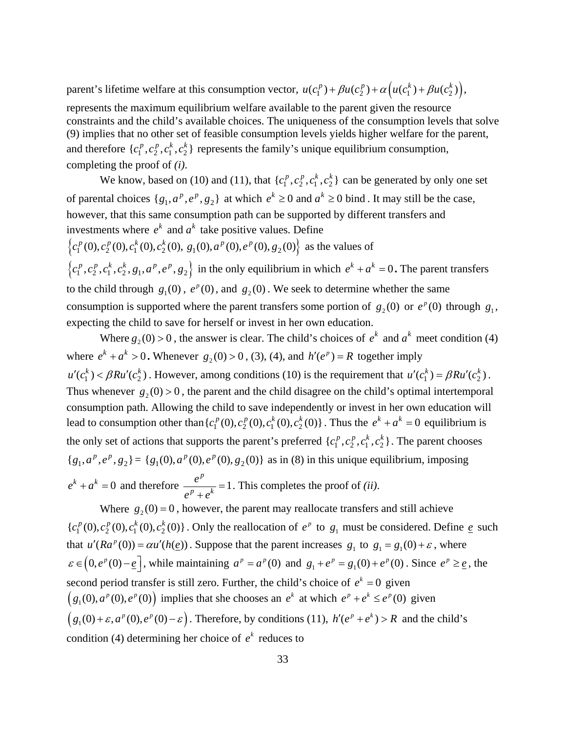parent's lifetime welfare at this consumption vector, $u(c_1^p)+\beta u(c_2^p)+\alpha\left(u(c_1^k)+\beta u(c_2^k)\right)$, represents the maximum equilibrium welfare available to the parent given the resource constraints and the child's available choices. The uniqueness of the consumption levels that solve (9) implies that no other set of feasible consumption levels yields higher welfare for the parent, and therefore $\{c_1^p, c_2^p, c_1^k, c_2^k\}$ represents the family's unique equilibrium consumption, completing the proof of *(i)*.

We know, based on (10) and (11), that $\{c_1^p, c_2^p, c_1^k, c_2^k\}$ can be generated by only one set of parental choices $\{g_1, a^p, e^p, g_2\}$ at which $e^k \geq 0$ and $a^k \geq 0$ bind . It may still be the case, however, that this same consumption path can be supported by different transfers and investments where $e^k$ and $a^k$ take positive values. Define $\left\{c_1^p(0), c_2^p(0), c_1^k(0), c_2^k(0),\ g_1(0), a^p(0), e^p(0), g_2(0)\right\}$ as the values of $\left\{c_1^p, c_2^p, c_1^k, c_2^k, g_1, a^p, e^p, g_2\right\}$ in the only equilibrium in which $e^k + a^k = 0$. The parent transfers to the child through $g_1(0)$, $e^p(0)$, and $g_2(0)$. We seek to determine whether the same consumption is supported where the parent transfers some portion of $g_2(0)$ or $e^p(0)$ through $g_1$, expecting the child to save for herself or invest in her own education.

Where $g_2(0) > 0$, the answer is clear. The child's choices of $e^k$ and $a^k$ meet condition (4) where $e^k + a^k > 0$. Whenever $g_2(0) > 0$, (3), (4), and $h'(e^p) = R$ together imply $u'(c_1^k) < \beta R u'(c_2^k)$. However, among conditions (10) is the requirement that $u'(c_1^k) = \beta R u'(c_2^k)$. Thus whenever $g_2(0) > 0$, the parent and the child disagree on the child's optimal intertemporal consumption path. Allowing the child to save independently or invest in her own education will lead to consumption other than $\{c_1^p(0), c_2^p(0), c_1^k(0), c_2^k(0)\}$. Thus the $e^k + a^k = 0$ equilibrium is the only set of actions that supports the parent's preferred $\{c_1^p, c_2^p, c_1^k, c_2^k\}$. The parent chooses $\{g_1, a^p, e^p, g_2\} = \{g_1(0), a^p(0), e^p(0), g_2(0)\}$ as in (8) in this unique equilibrium, imposing $e^k + a^k = 0$ and therefore $\dfrac{e^p}{e^p + e^k} = 1$. This completes the proof of *(ii)*.

Where $g_2(0) = 0$, however, the parent may reallocate transfers and still achieve $\{c_1^p(0), c_2^p(0), c_1^k(0), c_2^k(0)\}$. Only the reallocation of $e^p$ to $g_1$ must be considered. Define $\underline{e}$ such that $u'(Ra^p(0)) = \alpha u'(h(\underline{e}))$. Suppose that the parent increases $g_1$ to $g_1 = g_1(0) + \varepsilon$, where $\varepsilon \in \left(0, e^p(0) - \underline{e}\right]$, while maintaining $a^p = a^p(0)$ and $g_1 + e^p = g_1(0) + e^p(0)$. Since $e^p \geq \underline{e}$, the second period transfer is still zero. Further, the child's choice of $e^k = 0$ given $\left(g_1(0), a^p(0), e^p(0)\right)$ implies that she chooses an $e^k$ at which $e^p + e^k \leq e^p(0)$ given $\left(g_1(0) + \varepsilon, a^p(0), e^p(0) - \varepsilon\right)$. Therefore, by conditions (11), $h'(e^p + e^k) > R$ and the child's condition (4) determining her choice of $e^k$ reduces to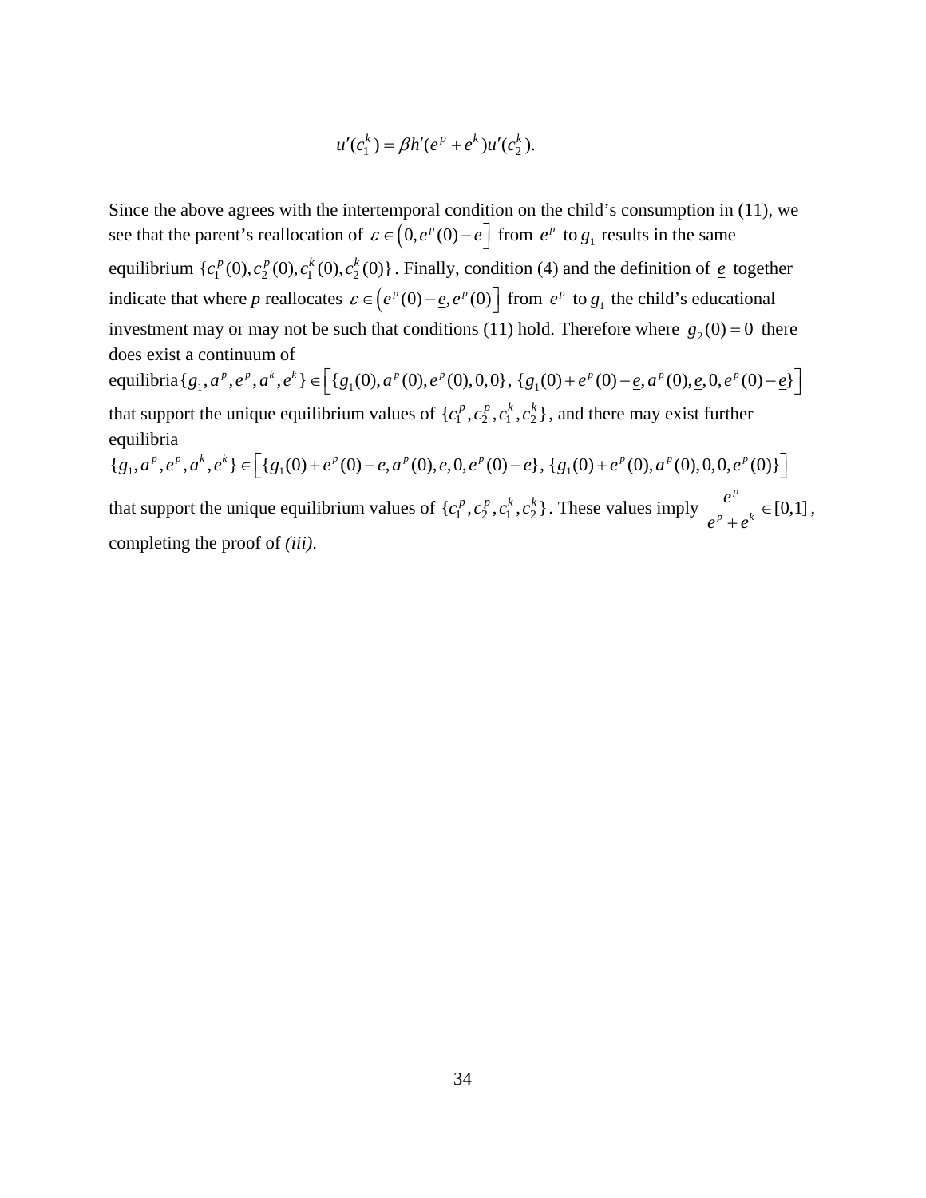$$u'(c_1^k) = \beta h'(e^p + e^k) u'(c_2^k).$$

Since the above agrees with the intertemporal condition on the child's consumption in (11), we see that the parent's reallocation of $\varepsilon \in \left(0, e^p(0) - \underline{e}\right]$ from $e^p$ to $g_1$ results in the same equilibrium $\{c_1^p(0), c_2^p(0), c_1^k(0), c_2^k(0)\}$. Finally, condition (4) and the definition of $\underline{e}$ together indicate that where $p$ reallocates $\varepsilon \in \left(e^p(0) - \underline{e}, e^p(0)\right]$ from $e^p$ to $g_1$ the child's educational investment may or may not be such that conditions (11) hold. Therefore where $g_2(0) = 0$ there does exist a continuum of equilibria $\{g_1, a^p, e^p, a^k, e^k\} \in \left[\{g_1(0), a^p(0), e^p(0), 0, 0\}, \{g_1(0) + e^p(0) - \underline{e}, a^p(0), \underline{e}, 0, e^p(0) - \underline{e}\}\right]$ that support the unique equilibrium values of $\{c_1^p, c_2^p, c_1^k, c_2^k\}$, and there may exist further equilibria $\{g_1, a^p, e^p, a^k, e^k\} \in \left[\{g_1(0) + e^p(0) - \underline{e}, a^p(0), \underline{e}, 0, e^p(0) - \underline{e}\}, \{g_1(0) + e^p(0), a^p(0), 0, 0, e^p(0)\}\right]$ that support the unique equilibrium values of $\{c_1^p, c_2^p, c_1^k, c_2^k\}$. These values imply $\dfrac{e^p}{e^p + e^k} \in [0,1]$, completing the proof of *(iii)*.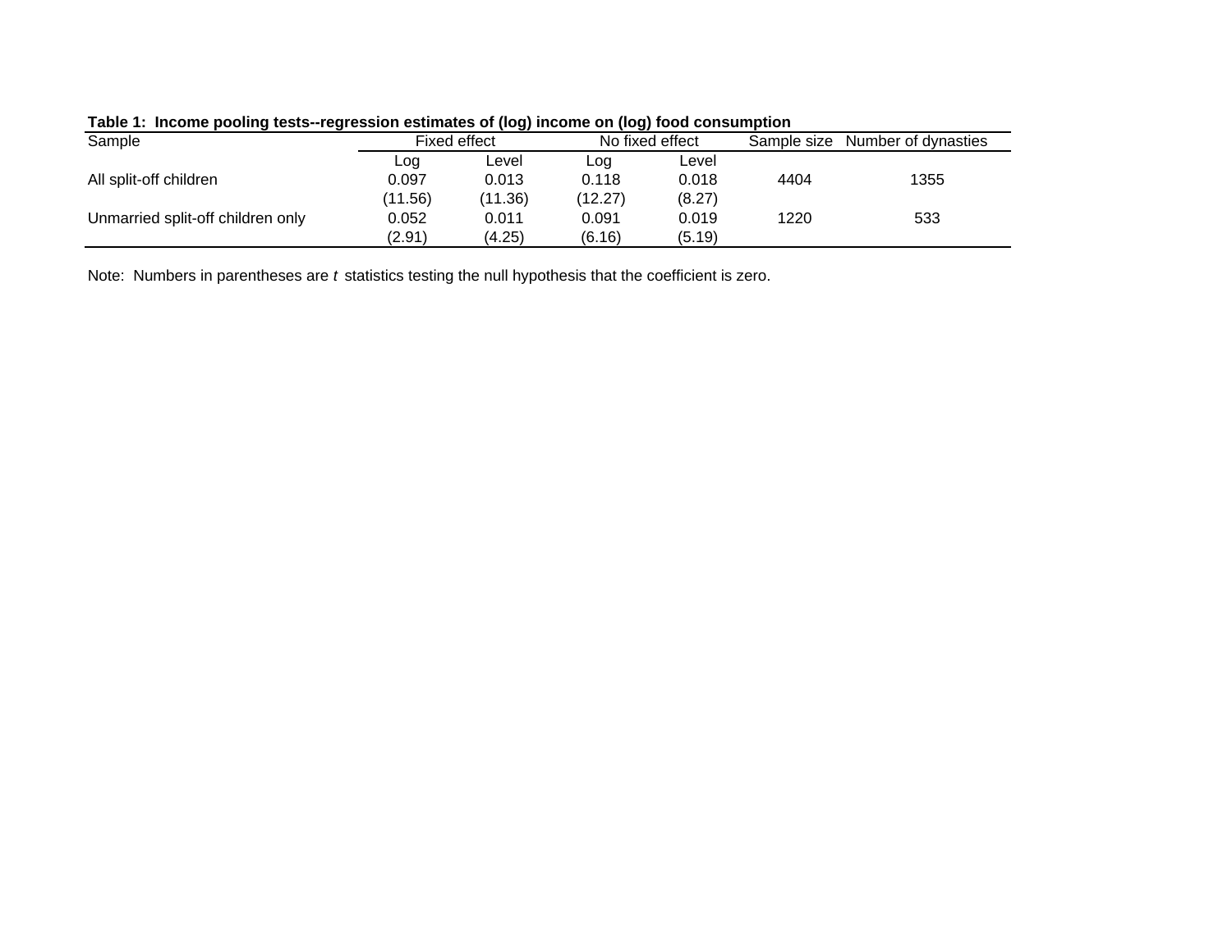**Table 1: Income pooling tests--regression estimates of (log) income on (log) food consumption**

| Sample | Fixed effect | | No fixed effect | | Sample size | Number of dynasties |
|---|---|---|---|---|---|---|
| | Log | Level | Log | Level | | |
| All split-off children | 0.097 | 0.013 | 0.118 | 0.018 | 4404 | 1355 |
| | (11.56) | (11.36) | (12.27) | (8.27) | | |
| Unmarried split-off children only | 0.052 | 0.011 | 0.091 | 0.019 | 1220 | 533 |
| | (2.91) | (4.25) | (6.16) | (5.19) | | |

Note: Numbers in parentheses are *t* statistics testing the null hypothesis that the coefficient is zero.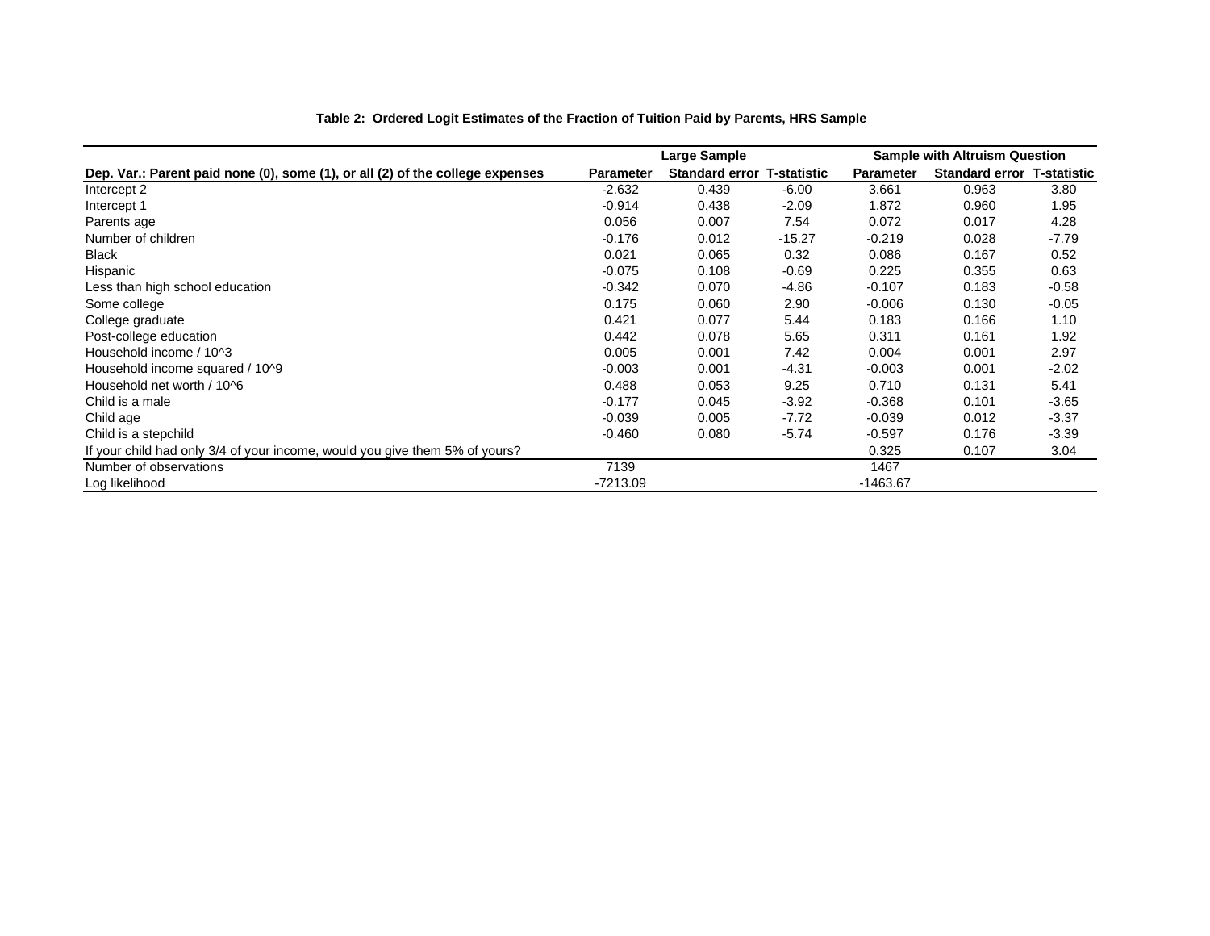**Table 2: Ordered Logit Estimates of the Fraction of Tuition Paid by Parents, HRS Sample**

| | Large Sample | | | Sample with Altruism Question | | |
|---|---|---|---|---|---|---|
| **Dep. Var.: Parent paid none (0), some (1), or all (2) of the college expenses** | **Parameter** | **Standard error** | **T-statistic** | **Parameter** | **Standard error** | **T-statistic** |
| Intercept 2 | -2.632 | 0.439 | -6.00 | 3.661 | 0.963 | 3.80 |
| Intercept 1 | -0.914 | 0.438 | -2.09 | 1.872 | 0.960 | 1.95 |
| Parents age | 0.056 | 0.007 | 7.54 | 0.072 | 0.017 | 4.28 |
| Number of children | -0.176 | 0.012 | -15.27 | -0.219 | 0.028 | -7.79 |
| Black | 0.021 | 0.065 | 0.32 | 0.086 | 0.167 | 0.52 |
| Hispanic | -0.075 | 0.108 | -0.69 | 0.225 | 0.355 | 0.63 |
| Less than high school education | -0.342 | 0.070 | -4.86 | -0.107 | 0.183 | -0.58 |
| Some college | 0.175 | 0.060 | 2.90 | -0.006 | 0.130 | -0.05 |
| College graduate | 0.421 | 0.077 | 5.44 | 0.183 | 0.166 | 1.10 |
| Post-college education | 0.442 | 0.078 | 5.65 | 0.311 | 0.161 | 1.92 |
| Household income / 10^3 | 0.005 | 0.001 | 7.42 | 0.004 | 0.001 | 2.97 |
| Household income squared / 10^9 | -0.003 | 0.001 | -4.31 | -0.003 | 0.001 | -2.02 |
| Household net worth / 10^6 | 0.488 | 0.053 | 9.25 | 0.710 | 0.131 | 5.41 |
| Child is a male | -0.177 | 0.045 | -3.92 | -0.368 | 0.101 | -3.65 |
| Child age | -0.039 | 0.005 | -7.72 | -0.039 | 0.012 | -3.37 |
| Child is a stepchild | -0.460 | 0.080 | -5.74 | -0.597 | 0.176 | -3.39 |
| If your child had only 3/4 of your income, would you give them 5% of yours? | | | | 0.325 | 0.107 | 3.04 |
| Number of observations | 7139 | | | 1467 | | |
| Log likelihood | -7213.09 | | | -1463.67 | | |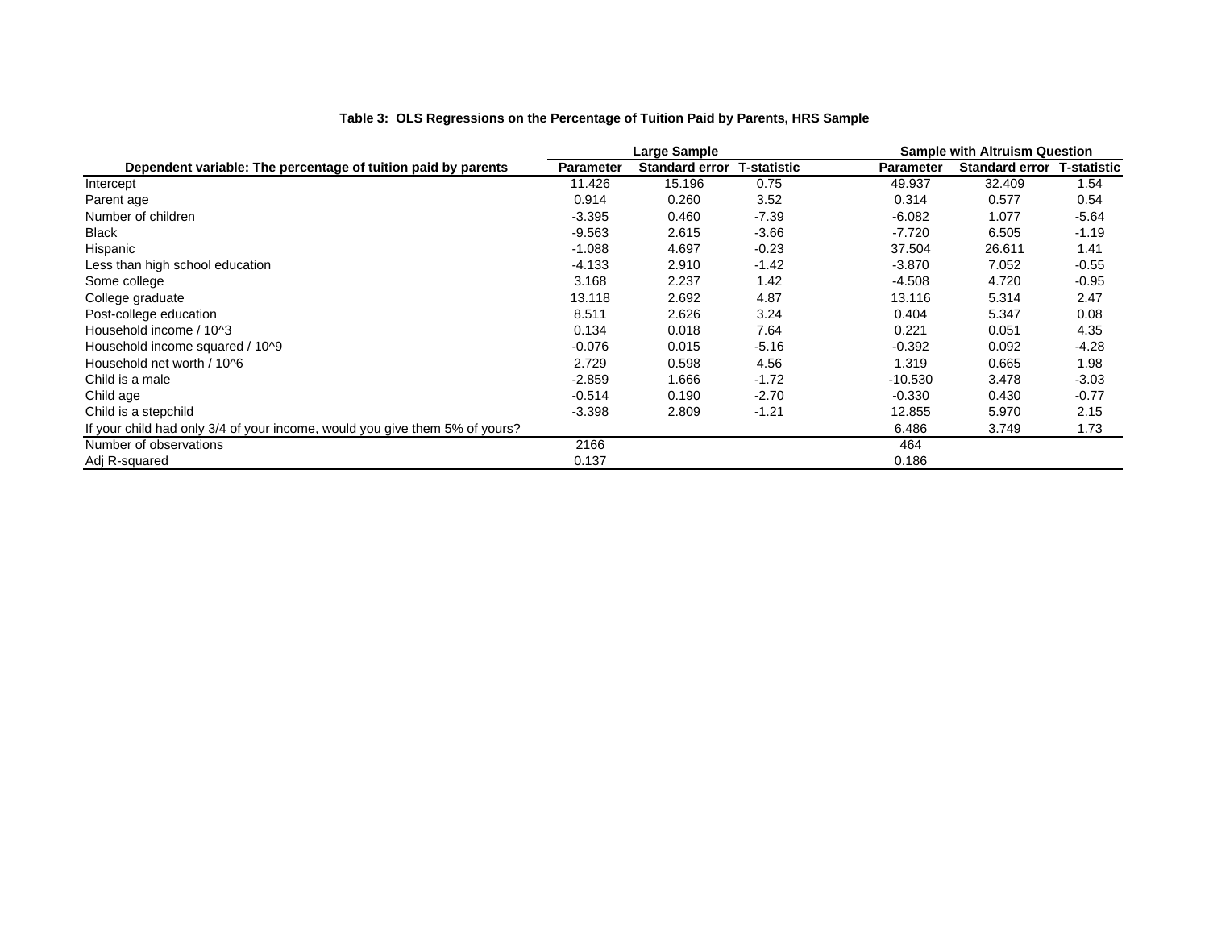**Table 3: OLS Regressions on the Percentage of Tuition Paid by Parents, HRS Sample**

| | Large Sample | | | Sample with Altruism Question | | |
|---|---|---|---|---|---|---|
| **Dependent variable: The percentage of tuition paid by parents** | **Parameter** | **Standard error** | **T-statistic** | **Parameter** | **Standard error** | **T-statistic** |
| Intercept | 11.426 | 15.196 | 0.75 | 49.937 | 32.409 | 1.54 |
| Parent age | 0.914 | 0.260 | 3.52 | 0.314 | 0.577 | 0.54 |
| Number of children | -3.395 | 0.460 | -7.39 | -6.082 | 1.077 | -5.64 |
| Black | -9.563 | 2.615 | -3.66 | -7.720 | 6.505 | -1.19 |
| Hispanic | -1.088 | 4.697 | -0.23 | 37.504 | 26.611 | 1.41 |
| Less than high school education | -4.133 | 2.910 | -1.42 | -3.870 | 7.052 | -0.55 |
| Some college | 3.168 | 2.237 | 1.42 | -4.508 | 4.720 | -0.95 |
| College graduate | 13.118 | 2.692 | 4.87 | 13.116 | 5.314 | 2.47 |
| Post-college education | 8.511 | 2.626 | 3.24 | 0.404 | 5.347 | 0.08 |
| Household income / 10^3 | 0.134 | 0.018 | 7.64 | 0.221 | 0.051 | 4.35 |
| Household income squared / 10^9 | -0.076 | 0.015 | -5.16 | -0.392 | 0.092 | -4.28 |
| Household net worth / 10^6 | 2.729 | 0.598 | 4.56 | 1.319 | 0.665 | 1.98 |
| Child is a male | -2.859 | 1.666 | -1.72 | -10.530 | 3.478 | -3.03 |
| Child age | -0.514 | 0.190 | -2.70 | -0.330 | 0.430 | -0.77 |
| Child is a stepchild | -3.398 | 2.809 | -1.21 | 12.855 | 5.970 | 2.15 |
| If your child had only 3/4 of your income, would you give them 5% of yours? | | | | 6.486 | 3.749 | 1.73 |
| Number of observations | 2166 | | | 464 | | |
| Adj R-squared | 0.137 | | | 0.186 | | |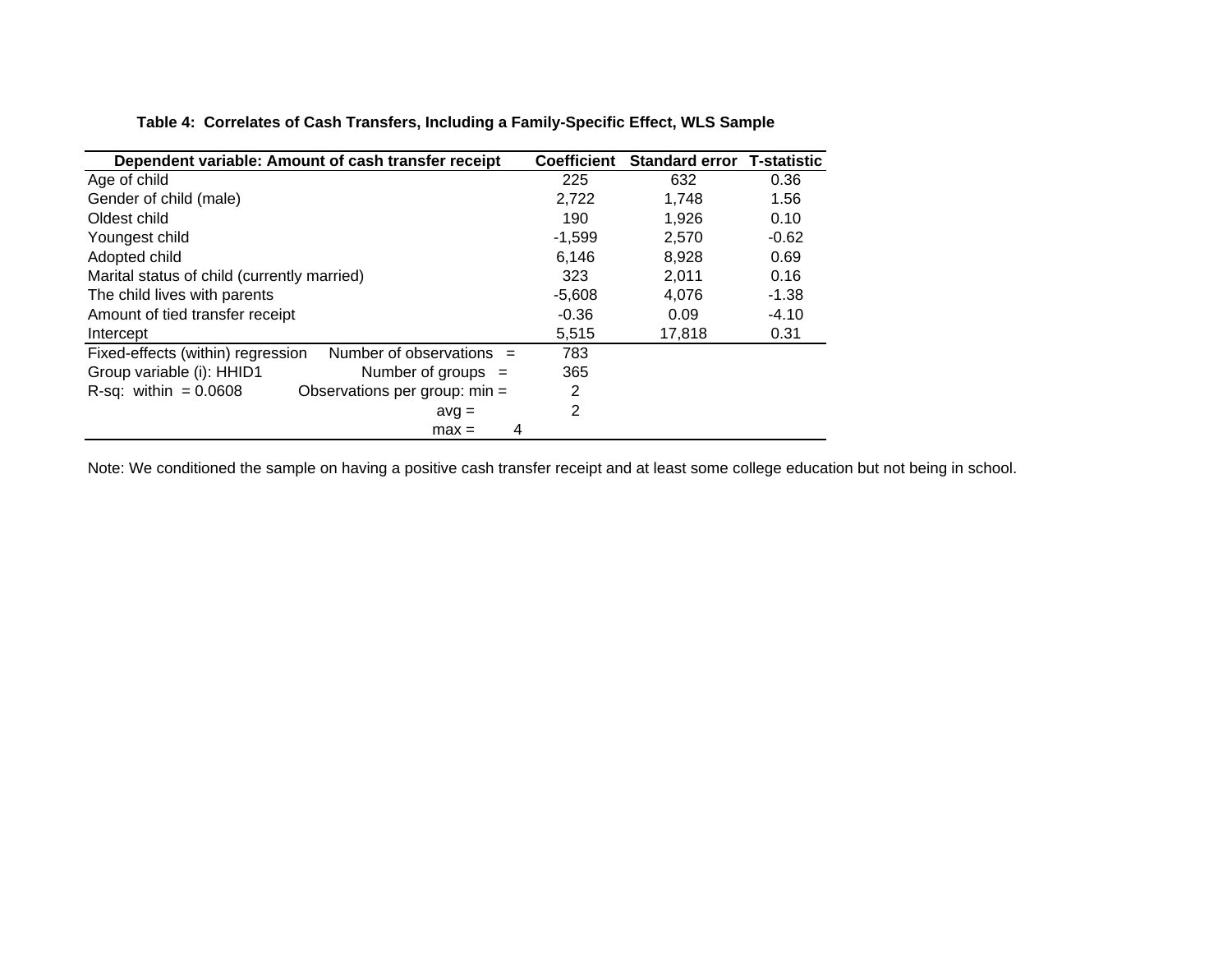**Table 4: Correlates of Cash Transfers, Including a Family-Specific Effect, WLS Sample**

| Dependent variable: Amount of cash transfer receipt | Coefficient | Standard error | T-statistic |
|---|---|---|---|
| Age of child | 225 | 632 | 0.36 |
| Gender of child (male) | 2,722 | 1,748 | 1.56 |
| Oldest child | 190 | 1,926 | 0.10 |
| Youngest child | -1,599 | 2,570 | -0.62 |
| Adopted child | 6,146 | 8,928 | 0.69 |
| Marital status of child (currently married) | 323 | 2,011 | 0.16 |
| The child lives with parents | -5,608 | 4,076 | -1.38 |
| Amount of tied transfer receipt | -0.36 | 0.09 | -4.10 |
| Intercept | 5,515 | 17,818 | 0.31 |
| Fixed-effects (within) regression     Number of observations = | 783 | | |
| Group variable (i): HHID1     Number of groups = | 365 | | |
| R-sq: within = 0.0608     Observations per group: min = | 2 | | |
| avg = | 2 | | |
| max = 4 | | | |

Note: We conditioned the sample on having a positive cash transfer receipt and at least some college education but not being in school.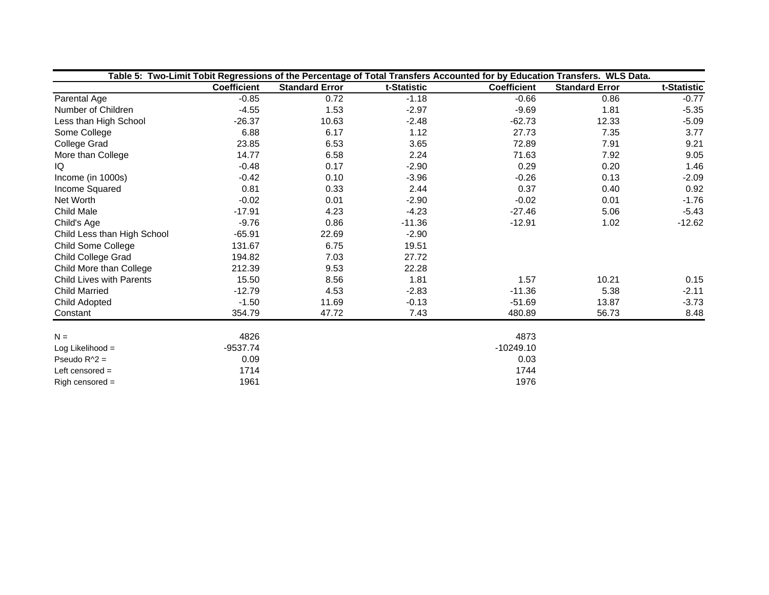**Table 5: Two-Limit Tobit Regressions of the Percentage of Total Transfers Accounted for by Education Transfers. WLS Data.**

| | Coefficient | Standard Error | t-Statistic | Coefficient | Standard Error | t-Statistic |
|---|---|---|---|---|---|---|
| Parental Age | -0.85 | 0.72 | -1.18 | -0.66 | 0.86 | -0.77 |
| Number of Children | -4.55 | 1.53 | -2.97 | -9.69 | 1.81 | -5.35 |
| Less than High School | -26.37 | 10.63 | -2.48 | -62.73 | 12.33 | -5.09 |
| Some College | 6.88 | 6.17 | 1.12 | 27.73 | 7.35 | 3.77 |
| College Grad | 23.85 | 6.53 | 3.65 | 72.89 | 7.91 | 9.21 |
| More than College | 14.77 | 6.58 | 2.24 | 71.63 | 7.92 | 9.05 |
| IQ | -0.48 | 0.17 | -2.90 | 0.29 | 0.20 | 1.46 |
| Income (in 1000s) | -0.42 | 0.10 | -3.96 | -0.26 | 0.13 | -2.09 |
| Income Squared | 0.81 | 0.33 | 2.44 | 0.37 | 0.40 | 0.92 |
| Net Worth | -0.02 | 0.01 | -2.90 | -0.02 | 0.01 | -1.76 |
| Child Male | -17.91 | 4.23 | -4.23 | -27.46 | 5.06 | -5.43 |
| Child's Age | -9.76 | 0.86 | -11.36 | -12.91 | 1.02 | -12.62 |
| Child Less than High School | -65.91 | 22.69 | -2.90 | | | |
| Child Some College | 131.67 | 6.75 | 19.51 | | | |
| Child College Grad | 194.82 | 7.03 | 27.72 | | | |
| Child More than College | 212.39 | 9.53 | 22.28 | | | |
| Child Lives with Parents | 15.50 | 8.56 | 1.81 | 1.57 | 10.21 | 0.15 |
| Child Married | -12.79 | 4.53 | -2.83 | -11.36 | 5.38 | -2.11 |
| Child Adopted | -1.50 | 11.69 | -0.13 | -51.69 | 13.87 | -3.73 |
| Constant | 354.79 | 47.72 | 7.43 | 480.89 | 56.73 | 8.48 |
| N = | 4826 | | | 4873 | | |
| Log Likelihood = | -9537.74 | | | -10249.10 | | |
| Pseudo R^2 = | 0.09 | | | 0.03 | | |
| Left censored = | 1714 | | | 1744 | | |
| Righ censored = | 1961 | | | 1976 | | |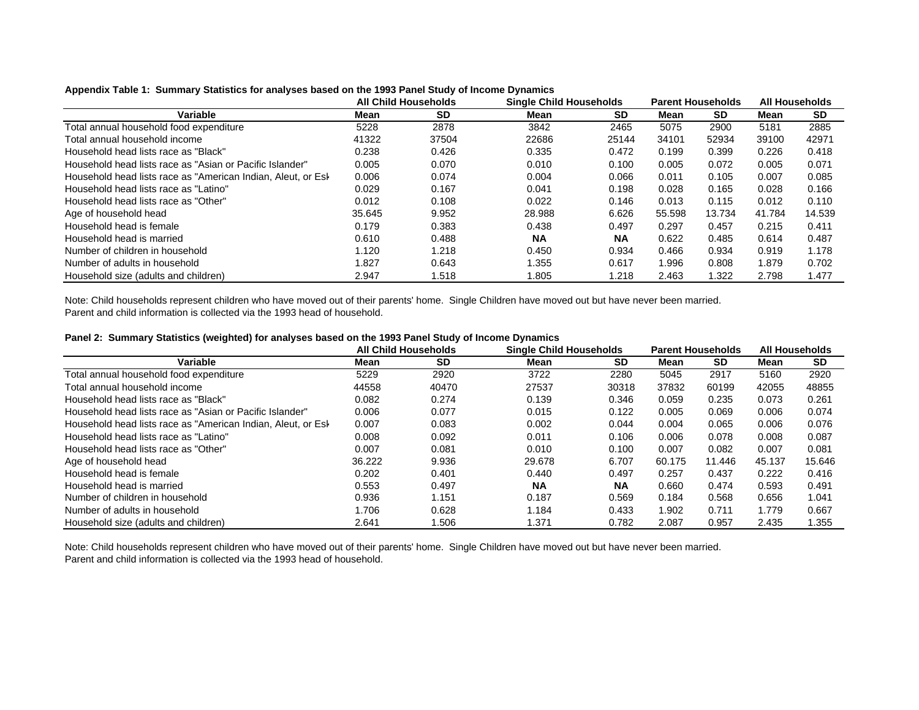**Appendix Table 1: Summary Statistics for analyses based on the 1993 Panel Study of Income Dynamics**

| | All Child Households | | Single Child Households | | Parent Households | | All Households | |
|---|---|---|---|---|---|---|---|---|
| **Variable** | **Mean** | **SD** | **Mean** | **SD** | **Mean** | **SD** | **Mean** | **SD** |
| Total annual household food expenditure | 5228 | 2878 | 3842 | 2465 | 5075 | 2900 | 5181 | 2885 |
| Total annual household income | 41322 | 37504 | 22686 | 25144 | 34101 | 52934 | 39100 | 42971 |
| Household head lists race as "Black" | 0.238 | 0.426 | 0.335 | 0.472 | 0.199 | 0.399 | 0.226 | 0.418 |
| Household head lists race as "Asian or Pacific Islander" | 0.005 | 0.070 | 0.010 | 0.100 | 0.005 | 0.072 | 0.005 | 0.071 |
| Household head lists race as "American Indian, Aleut, or Esk | 0.006 | 0.074 | 0.004 | 0.066 | 0.011 | 0.105 | 0.007 | 0.085 |
| Household head lists race as "Latino" | 0.029 | 0.167 | 0.041 | 0.198 | 0.028 | 0.165 | 0.028 | 0.166 |
| Household head lists race as "Other" | 0.012 | 0.108 | 0.022 | 0.146 | 0.013 | 0.115 | 0.012 | 0.110 |
| Age of household head | 35.645 | 9.952 | 28.988 | 6.626 | 55.598 | 13.734 | 41.784 | 14.539 |
| Household head is female | 0.179 | 0.383 | 0.438 | 0.497 | 0.297 | 0.457 | 0.215 | 0.411 |
| Household head is married | 0.610 | 0.488 | **NA** | **NA** | 0.622 | 0.485 | 0.614 | 0.487 |
| Number of children in household | 1.120 | 1.218 | 0.450 | 0.934 | 0.466 | 0.934 | 0.919 | 1.178 |
| Number of adults in household | 1.827 | 0.643 | 1.355 | 0.617 | 1.996 | 0.808 | 1.879 | 0.702 |
| Household size (adults and children) | 2.947 | 1.518 | 1.805 | 1.218 | 2.463 | 1.322 | 2.798 | 1.477 |

Note: Child households represent children who have moved out of their parents' home. Single Children have moved out but have never been married.
Parent and child information is collected via the 1993 head of household.

**Panel 2: Summary Statistics (weighted) for analyses based on the 1993 Panel Study of Income Dynamics**

| | All Child Households | | Single Child Households | | Parent Households | | All Households | |
|---|---|---|---|---|---|---|---|---|
| **Variable** | **Mean** | **SD** | **Mean** | **SD** | **Mean** | **SD** | **Mean** | **SD** |
| Total annual household food expenditure | 5229 | 2920 | 3722 | 2280 | 5045 | 2917 | 5160 | 2920 |
| Total annual household income | 44558 | 40470 | 27537 | 30318 | 37832 | 60199 | 42055 | 48855 |
| Household head lists race as "Black" | 0.082 | 0.274 | 0.139 | 0.346 | 0.059 | 0.235 | 0.073 | 0.261 |
| Household head lists race as "Asian or Pacific Islander" | 0.006 | 0.077 | 0.015 | 0.122 | 0.005 | 0.069 | 0.006 | 0.074 |
| Household head lists race as "American Indian, Aleut, or Esk | 0.007 | 0.083 | 0.002 | 0.044 | 0.004 | 0.065 | 0.006 | 0.076 |
| Household head lists race as "Latino" | 0.008 | 0.092 | 0.011 | 0.106 | 0.006 | 0.078 | 0.008 | 0.087 |
| Household head lists race as "Other" | 0.007 | 0.081 | 0.010 | 0.100 | 0.007 | 0.082 | 0.007 | 0.081 |
| Age of household head | 36.222 | 9.936 | 29.678 | 6.707 | 60.175 | 11.446 | 45.137 | 15.646 |
| Household head is female | 0.202 | 0.401 | 0.440 | 0.497 | 0.257 | 0.437 | 0.222 | 0.416 |
| Household head is married | 0.553 | 0.497 | **NA** | **NA** | 0.660 | 0.474 | 0.593 | 0.491 |
| Number of children in household | 0.936 | 1.151 | 0.187 | 0.569 | 0.184 | 0.568 | 0.656 | 1.041 |
| Number of adults in household | 1.706 | 0.628 | 1.184 | 0.433 | 1.902 | 0.711 | 1.779 | 0.667 |
| Household size (adults and children) | 2.641 | 1.506 | 1.371 | 0.782 | 2.087 | 0.957 | 2.435 | 1.355 |

Note: Child households represent children who have moved out of their parents' home. Single Children have moved out but have never been married.
Parent and child information is collected via the 1993 head of household.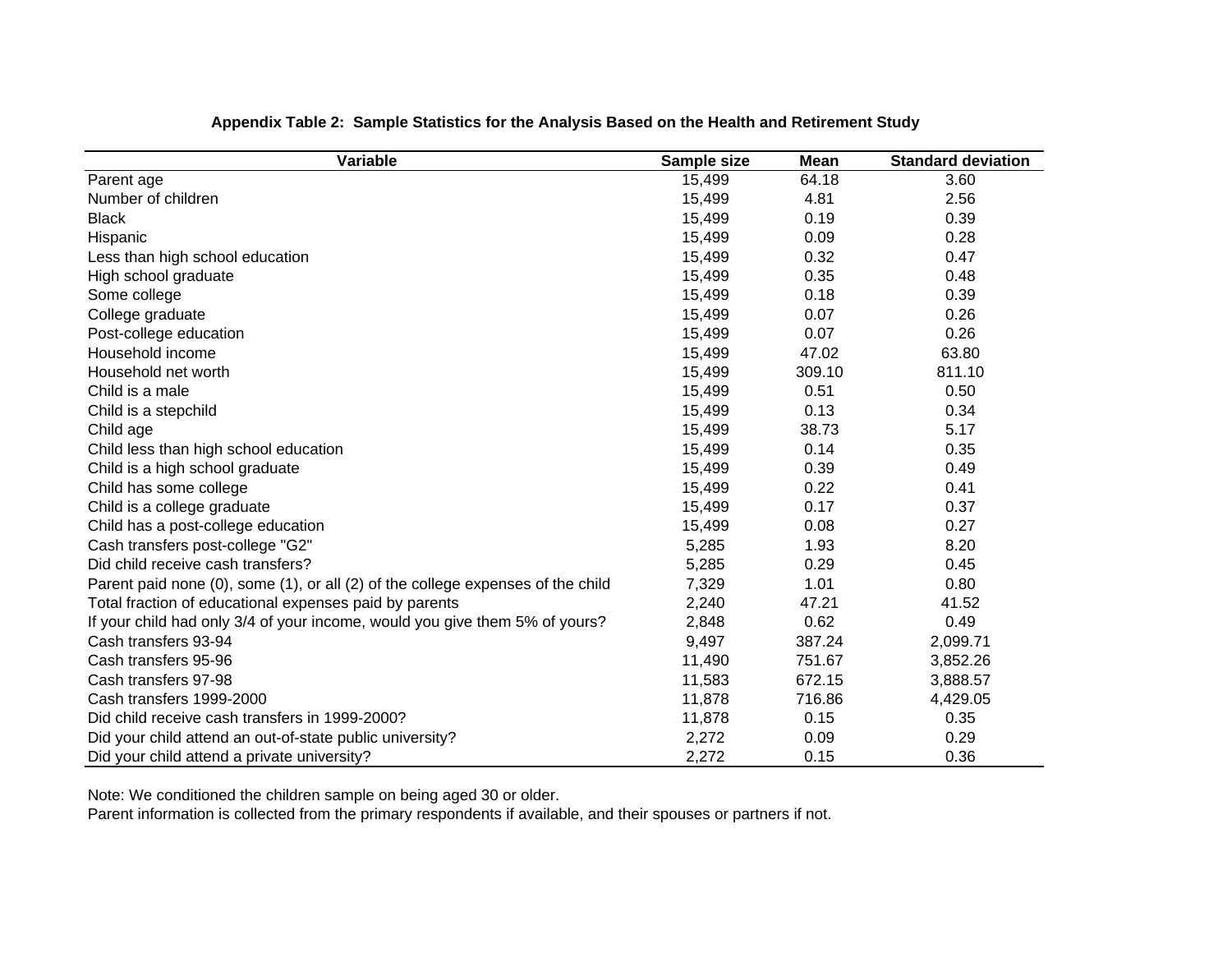**Appendix Table 2: Sample Statistics for the Analysis Based on the Health and Retirement Study**

| Variable | Sample size | Mean | Standard deviation |
|---|---|---|---|
| Parent age | 15,499 | 64.18 | 3.60 |
| Number of children | 15,499 | 4.81 | 2.56 |
| Black | 15,499 | 0.19 | 0.39 |
| Hispanic | 15,499 | 0.09 | 0.28 |
| Less than high school education | 15,499 | 0.32 | 0.47 |
| High school graduate | 15,499 | 0.35 | 0.48 |
| Some college | 15,499 | 0.18 | 0.39 |
| College graduate | 15,499 | 0.07 | 0.26 |
| Post-college education | 15,499 | 0.07 | 0.26 |
| Household income | 15,499 | 47.02 | 63.80 |
| Household net worth | 15,499 | 309.10 | 811.10 |
| Child is a male | 15,499 | 0.51 | 0.50 |
| Child is a stepchild | 15,499 | 0.13 | 0.34 |
| Child age | 15,499 | 38.73 | 5.17 |
| Child less than high school education | 15,499 | 0.14 | 0.35 |
| Child is a high school graduate | 15,499 | 0.39 | 0.49 |
| Child has some college | 15,499 | 0.22 | 0.41 |
| Child is a college graduate | 15,499 | 0.17 | 0.37 |
| Child has a post-college education | 15,499 | 0.08 | 0.27 |
| Cash transfers post-college "G2" | 5,285 | 1.93 | 8.20 |
| Did child receive cash transfers? | 5,285 | 0.29 | 0.45 |
| Parent paid none (0), some (1), or all (2) of the college expenses of the child | 7,329 | 1.01 | 0.80 |
| Total fraction of educational expenses paid by parents | 2,240 | 47.21 | 41.52 |
| If your child had only 3/4 of your income, would you give them 5% of yours? | 2,848 | 0.62 | 0.49 |
| Cash transfers 93-94 | 9,497 | 387.24 | 2,099.71 |
| Cash transfers 95-96 | 11,490 | 751.67 | 3,852.26 |
| Cash transfers 97-98 | 11,583 | 672.15 | 3,888.57 |
| Cash transfers 1999-2000 | 11,878 | 716.86 | 4,429.05 |
| Did child receive cash transfers in 1999-2000? | 11,878 | 0.15 | 0.35 |
| Did your child attend an out-of-state public university? | 2,272 | 0.09 | 0.29 |
| Did your child attend a private university? | 2,272 | 0.15 | 0.36 |

Note: We conditioned the children sample on being aged 30 or older.
Parent information is collected from the primary respondents if available, and their spouses or partners if not.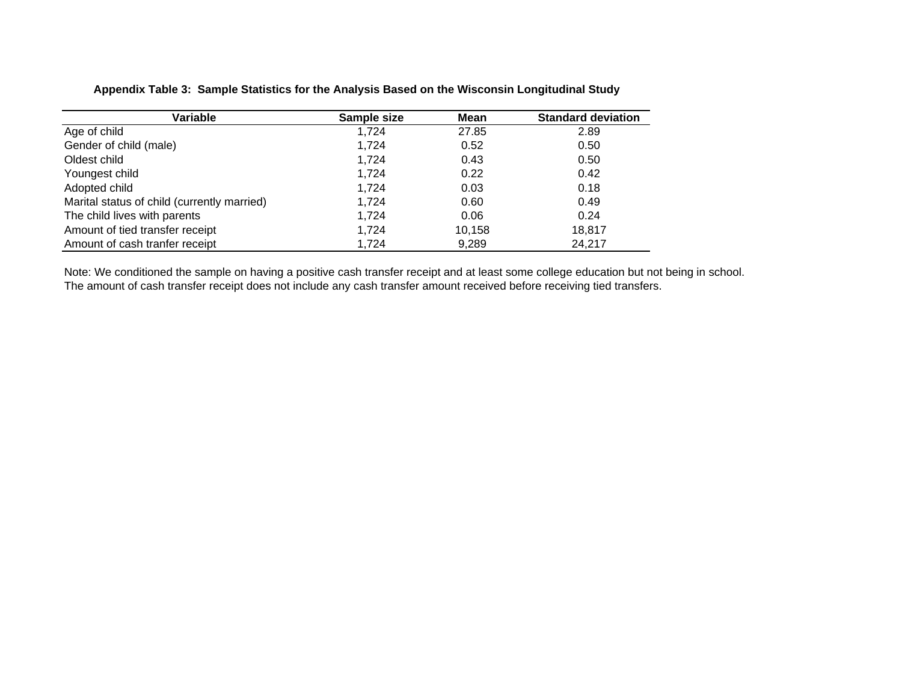**Appendix Table 3: Sample Statistics for the Analysis Based on the Wisconsin Longitudinal Study**

| Variable | Sample size | Mean | Standard deviation |
|---|---|---|---|
| Age of child | 1,724 | 27.85 | 2.89 |
| Gender of child (male) | 1,724 | 0.52 | 0.50 |
| Oldest child | 1,724 | 0.43 | 0.50 |
| Youngest child | 1,724 | 0.22 | 0.42 |
| Adopted child | 1,724 | 0.03 | 0.18 |
| Marital status of child (currently married) | 1,724 | 0.60 | 0.49 |
| The child lives with parents | 1,724 | 0.06 | 0.24 |
| Amount of tied transfer receipt | 1,724 | 10,158 | 18,817 |
| Amount of cash tranfer receipt | 1,724 | 9,289 | 24,217 |

Note: We conditioned the sample on having a positive cash transfer receipt and at least some college education but not being in school. The amount of cash transfer receipt does not include any cash transfer amount received before receiving tied transfers.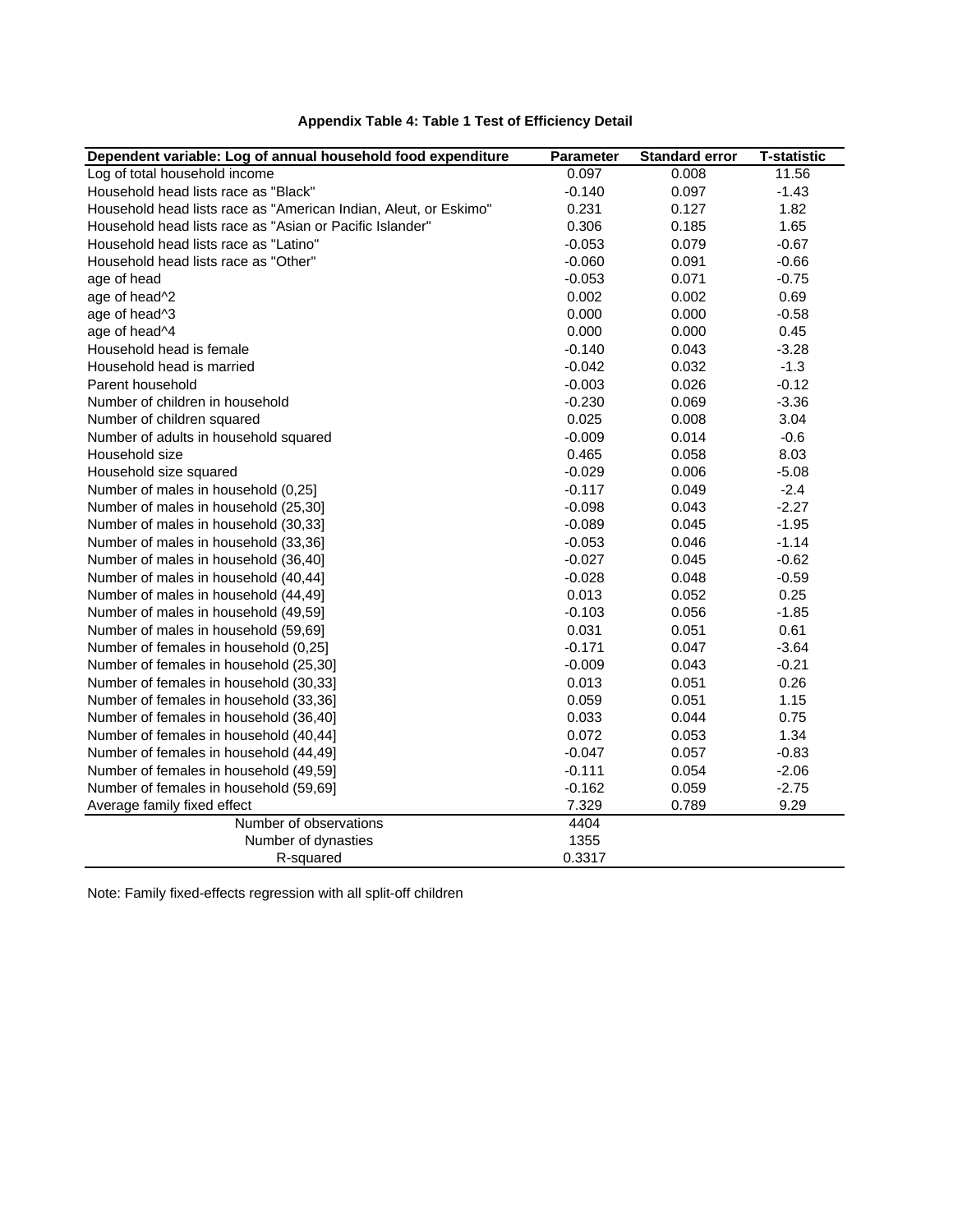**Appendix Table 4: Table 1 Test of Efficiency Detail**

| Dependent variable: Log of annual household food expenditure | Parameter | Standard error | T-statistic |
|---|---|---|---|
| Log of total household income | 0.097 | 0.008 | 11.56 |
| Household head lists race as "Black" | -0.140 | 0.097 | -1.43 |
| Household head lists race as "American Indian, Aleut, or Eskimo" | 0.231 | 0.127 | 1.82 |
| Household head lists race as "Asian or Pacific Islander" | 0.306 | 0.185 | 1.65 |
| Household head lists race as "Latino" | -0.053 | 0.079 | -0.67 |
| Household head lists race as "Other" | -0.060 | 0.091 | -0.66 |
| age of head | -0.053 | 0.071 | -0.75 |
| age of head^2 | 0.002 | 0.002 | 0.69 |
| age of head^3 | 0.000 | 0.000 | -0.58 |
| age of head^4 | 0.000 | 0.000 | 0.45 |
| Household head is female | -0.140 | 0.043 | -3.28 |
| Household head is married | -0.042 | 0.032 | -1.3 |
| Parent household | -0.003 | 0.026 | -0.12 |
| Number of children in household | -0.230 | 0.069 | -3.36 |
| Number of children squared | 0.025 | 0.008 | 3.04 |
| Number of adults in household squared | -0.009 | 0.014 | -0.6 |
| Household size | 0.465 | 0.058 | 8.03 |
| Household size squared | -0.029 | 0.006 | -5.08 |
| Number of males in household (0,25] | -0.117 | 0.049 | -2.4 |
| Number of males in household (25,30] | -0.098 | 0.043 | -2.27 |
| Number of males in household (30,33] | -0.089 | 0.045 | -1.95 |
| Number of males in household (33,36] | -0.053 | 0.046 | -1.14 |
| Number of males in household (36,40] | -0.027 | 0.045 | -0.62 |
| Number of males in household (40,44] | -0.028 | 0.048 | -0.59 |
| Number of males in household (44,49] | 0.013 | 0.052 | 0.25 |
| Number of males in household (49,59] | -0.103 | 0.056 | -1.85 |
| Number of males in household (59,69] | 0.031 | 0.051 | 0.61 |
| Number of females in household (0,25] | -0.171 | 0.047 | -3.64 |
| Number of females in household (25,30] | -0.009 | 0.043 | -0.21 |
| Number of females in household (30,33] | 0.013 | 0.051 | 0.26 |
| Number of females in household (33,36] | 0.059 | 0.051 | 1.15 |
| Number of females in household (36,40] | 0.033 | 0.044 | 0.75 |
| Number of females in household (40,44] | 0.072 | 0.053 | 1.34 |
| Number of females in household (44,49] | -0.047 | 0.057 | -0.83 |
| Number of females in household (49,59] | -0.111 | 0.054 | -2.06 |
| Number of females in household (59,69] | -0.162 | 0.059 | -2.75 |
| Average family fixed effect | 7.329 | 0.789 | 9.29 |
| Number of observations | 4404 | | |
| Number of dynasties | 1355 | | |
| R-squared | 0.3317 | | |

Note: Family fixed-effects regression with all split-off children